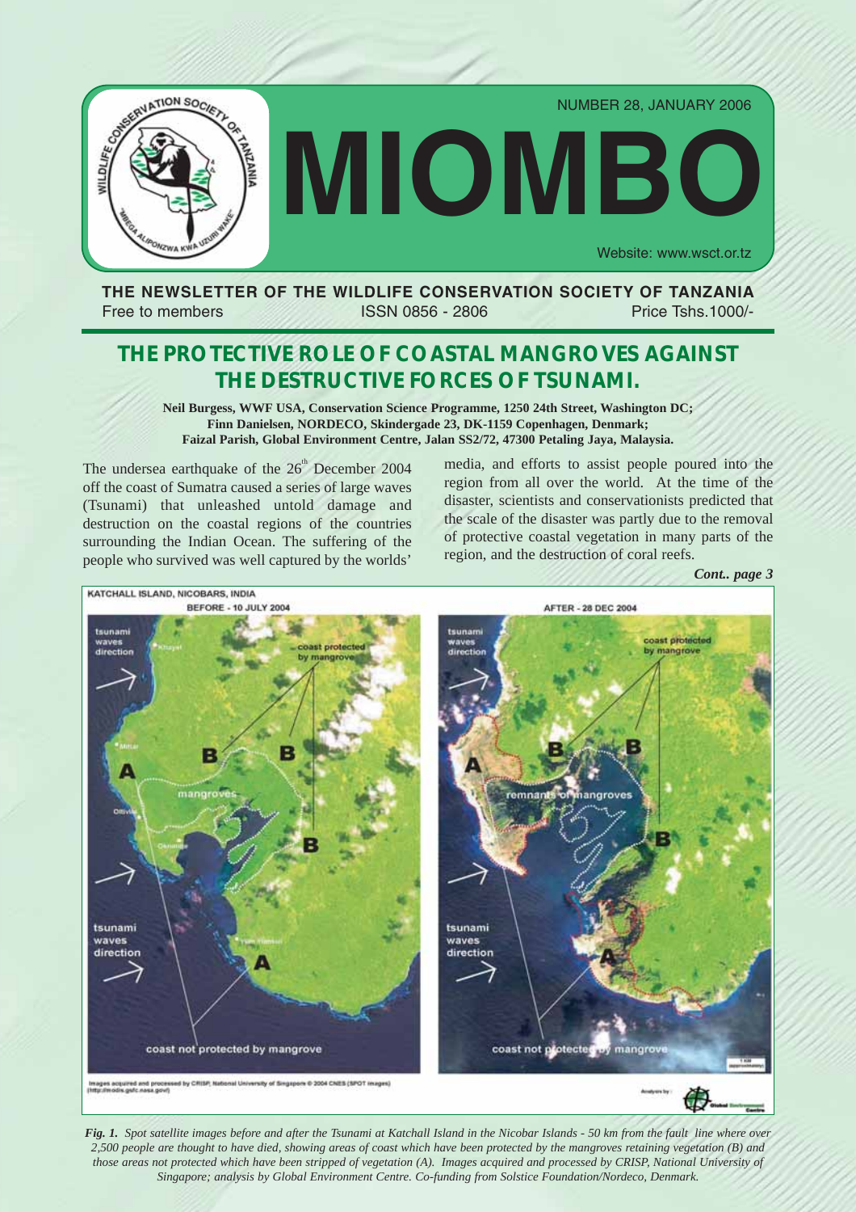NUMBER 28, JANUARY 2006

# MIOMBO

Website: www.wsct.or.tz

**THE NEWSLETTER OF THE WILDLIFE CONSERVATION SOCIETY OF TANZANIA**

Free to members | ISSN 0856 - 2806 | Price Tshs.1000/-

## THE PROTECTIVE ROLE OF COASTAL MANGROVES AGAINST THE DESTRUCTIVE FORCES OF TSUNAMI.

**Neil Burgess, WWF USA, Conservation Science Programme, 1250 24th Street, Washington DC; Finn Danielsen, NORDECO, Skindergade 23, DK-1159 Copenhagen, Denmark; Faizal Parish, Global Environment Centre, Jalan SS2/72, 47300 Petaling Jaya, Malaysia.**

The undersea earthquake of the 26th December 2004 off the coast of Sumatra caused a series of large waves (Tsunami) that unleashed untold damage and destruction on the coastal regions of the countries surrounding the Indian Ocean. The suffering of the people who survived was well captured by the worlds' media, and efforts to assist people poured into the region from all over the world. At the time of the disaster, scientists and conservationists predicted that the scale of the disaster was partly due to the removal of protective coastal vegetation in many parts of the region, and the destruction of coral reefs.

*Cont.. page 3*

*Fig. 1. Spot satellite images before and after the Tsunami at Katchall Island in the Nicobar Islands - 50 km from the fault line where over 2,500 people are thought to have died, showing areas of coast which have been protected by the mangroves retaining vegetation (B) and those areas not protected which have been stripped of vegetation (A). Images acquired and processed by CRISP, National University of Singapore; analysis by Global Environment Centre. Co-funding from Solstice Foundation/Nordeco, Denmark.*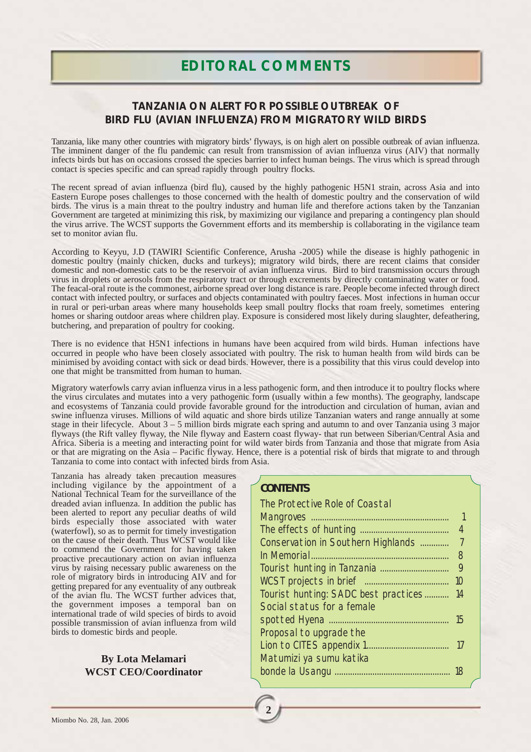# EDITORAL COMMENTS

## TANZANIA ON ALERT FOR POSSIBLE OUTBREAK OF BIRD FLU (AVIAN INFLUENZA) FROM MIGRATORY WILD BIRDS

Tanzania, like many other countries with migratory birds' flyways, is on high alert on possible outbreak of avian influenza. The imminent danger of the flu pandemic can result from transmission of avian influenza virus (AIV) that normally infects birds but has on occasions crossed the species barrier to infect human beings. The virus which is spread through contact is species specific and can spread rapidly through poultry flocks.

The recent spread of avian influenza (bird flu), caused by the highly pathogenic H5N1 strain, across Asia and into Eastern Europe poses challenges to those concerned with the health of domestic poultry and the conservation of wild birds. The virus is a main threat to the poultry industry and human life and therefore actions taken by the Tanzanian Government are targeted at minimizing this risk, by maximizing our vigilance and preparing a contingency plan should the virus arrive. The WCST supports the Government efforts and its membership is collaborating in the vigilance team set to monitor avian flu.

According to Keyyu, J.D (TAWIRI Scientific Conference, Arusha -2005) while the disease is highly pathogenic in domestic poultry (mainly chicken, ducks and turkeys); migratory wild birds, there are recent claims that consider domestic and non-domestic cats to be the reservoir of avian influenza virus. Bird to bird transmission occurs through virus in droplets or aerosols from the respiratory tract or through excrements by directly contaminating water or food. The feacal-oral route is the commonest, airborne spread over long distance is rare. People become infected through direct contact with infected poultry, or surfaces and objects contaminated with poultry faeces. Most infections in human occur in rural or peri-urban areas where many households keep small poultry flocks that roam freely, sometimes entering homes or sharing outdoor areas where children play. Exposure is considered most likely during slaughter, defeathering, butchering, and preparation of poultry for cooking.

There is no evidence that H5N1 infections in humans have been acquired from wild birds. Human infections have occurred in people who have been closely associated with poultry. The risk to human health from wild birds can be minimised by avoiding contact with sick or dead birds. However, there is a possibility that this virus could develop into one that might be transmitted from human to human.

Migratory waterfowls carry avian influenza virus in a less pathogenic form, and then introduce it to poultry flocks where the virus circulates and mutates into a very pathogenic form (usually within a few months). The geography, landscape and ecosystems of Tanzania could provide favorable ground for the introduction and circulation of human, avian and swine influenza viruses. Millions of wild aquatic and shore birds utilize Tanzanian waters and range annually at some stage in their lifecycle. About 3 – 5 million birds migrate each spring and autumn to and over Tanzania using 3 major flyways (the Rift valley flyway, the Nile flyway and Eastern coast flyway- that run between Siberian/Central Asia and Africa. Siberia is a meeting and interacting point for wild water birds from Tanzania and those that migrate from Asia or that are migrating on the Asia – Pacific flyway. Hence, there is a potential risk of birds that migrate to and through Tanzania to come into contact with infected birds from Asia.

Tanzania has already taken precaution measures including vigilance by the appointment of a National Technical Team for the surveillance of the dreaded avian influenza. In addition the public has been alerted to report any peculiar deaths of wild birds especially those associated with water (waterfowl), so as to permit for timely investigation on the cause of their death. Thus WCST would like to commend the Government for having taken proactive precautionary action on avian influenza virus by raising necessary public awareness on the role of migratory birds in introducing AIV and for getting prepared for any eventuality of any outbreak of the avian flu. The WCST further advices that, the government imposes a temporal ban on international trade of wild species of birds to avoid possible transmission of avian influenza from wild birds to domestic birds and people.

**By Lota Melamari**
**WCST CEO/Coordinator**

### CONTENTS

| | |
|---|---|
| The Protective Role of Coastal Mangroves | 1 |
| The effects of hunting | 4 |
| Conservation in Southern Highlands | 7 |
| In Memorial | 8 |
| Tourist hunting in Tanzania | 9 |
| WCST projects in brief | 10 |
| Tourist hunting: SADC best practices | 14 |
| Social status for a female spotted Hyena | 15 |
| Proposal to upgrade the Lion to CITES appendix 1 | 17 |
| Matumizi ya sumu katika bonde la Usangu | 18 |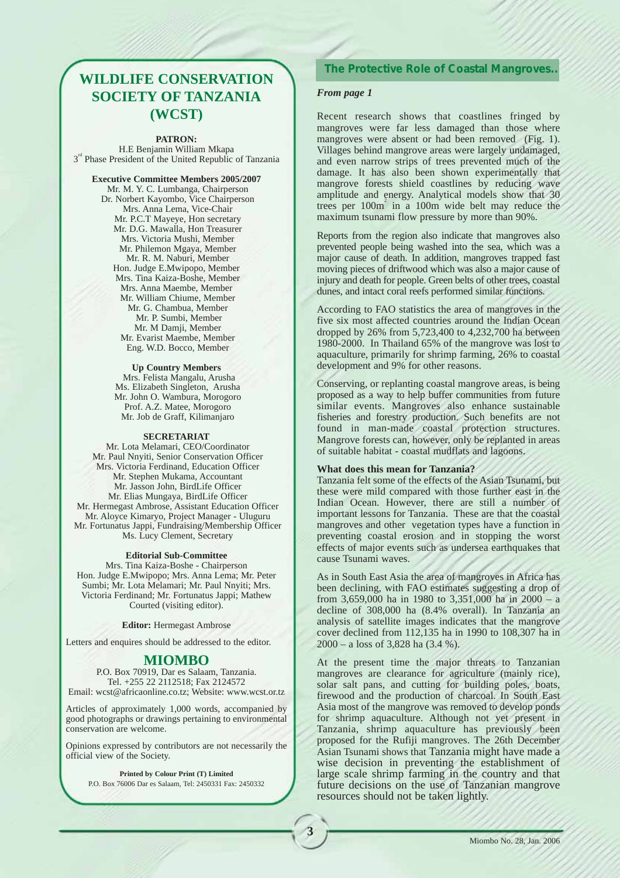# WILDLIFE CONSERVATION SOCIETY OF TANZANIA (WCST)

**PATRON:**
H.E Benjamin William Mkapa
3rd Phase President of the United Republic of Tanzania

**Executive Committee Members 2005/2007**
Mr. M. Y. C. Lumbanga, Chairperson
Dr. Norbert Kayombo, Vice Chairperson
Mrs. Anna Lema, Vice-Chair
Mr. P.C.T Mayeye, Hon secretary
Mr. D.G. Mawalla, Hon Treasurer
Mrs. Victoria Mushi, Member
Mr. Philemon Mgaya, Member
Mr. R. M. Naburi, Member
Hon. Judge E.Mwipopo, Member
Mrs. Tina Kaiza-Boshe, Member
Mrs. Anna Maembe, Member
Mr. William Chiume, Member
Mr. G. Chambua, Member
Mr. P. Sumbi, Member
Mr. M Damji, Member
Mr. Evarist Maembe, Member
Eng. W.D. Bocco, Member

**Up Country Members**
Mrs. Felista Mangalu, Arusha
Ms. Elizabeth Singleton, Arusha
Mr. John O. Wambura, Morogoro
Prof. A.Z. Matee, Morogoro
Mr. Job de Graff, Kilimanjaro

**SECRETARIAT**
Mr. Lota Melamari, CEO/Coordinator
Mr. Paul Nnyiti, Senior Conservation Officer
Mrs. Victoria Ferdinand, Education Officer
Mr. Stephen Mukama, Accountant
Mr. Jasson John, BirdLife Officer
Mr. Elias Mungaya, BirdLife Officer
Mr. Hermegast Ambrose, Assistant Education Officer
Mr. Aloyce Kimaryo, Project Manager - Uluguru
Mr. Fortunatus Jappi, Fundraising/Membership Officer
Ms. Lucy Clement, Secretary

**Editorial Sub-Committee**
Mrs. Tina Kaiza-Boshe - Chairperson
Hon. Judge E.Mwipopo; Mrs. Anna Lema; Mr. Peter Sumbi; Mr. Lota Melamari; Mr. Paul Nnyiti; Mrs. Victoria Ferdinand; Mr. Fortunatus Jappi; Mathew Courted (visiting editor).

**Editor:** Hermegast Ambrose

Letters and enquires should be addressed to the editor.

## MIOMBO

P.O. Box 70919, Dar es Salaam, Tanzania.
Tel. +255 22 2112518; Fax 2124572
Email: wcst@africaonline.co.tz; Website: www.wcst.or.tz

Articles of approximately 1,000 words, accompanied by good photographs or drawings pertaining to environmental conservation are welcome.

Opinions expressed by contributors are not necessarily the official view of the Society.

**Printed by Colour Print (T) Limited**
P.O. Box 76006 Dar es Salaam, Tel: 2450331 Fax: 2450332

## The Protective Role of Coastal Mangroves..

*From page 1*

Recent research shows that coastlines fringed by mangroves were far less damaged than those where mangroves were absent or had been removed (Fig. 1). Villages behind mangrove areas were largely undamaged, and even narrow strips of trees prevented much of the damage. It has also been shown experimentally that mangrove forests shield coastlines by reducing wave amplitude and energy. Analytical models show that 30 trees per $100m^2$ in a 100m wide belt may reduce the maximum tsunami flow pressure by more than 90%.

Reports from the region also indicate that mangroves also prevented people being washed into the sea, which was a major cause of death. In addition, mangroves trapped fast moving pieces of driftwood which was also a major cause of injury and death for people. Green belts of other trees, coastal dunes, and intact coral reefs performed similar functions.

According to FAO statistics the area of mangroves in the five six most affected countries around the Indian Ocean dropped by 26% from 5,723,400 to 4,232,700 ha between 1980-2000. In Thailand 65% of the mangrove was lost to aquaculture, primarily for shrimp farming, 26% to coastal development and 9% for other reasons.

Conserving, or replanting coastal mangrove areas, is being proposed as a way to help buffer communities from future similar events. Mangroves also enhance sustainable fisheries and forestry production. Such benefits are not found in man-made coastal protection structures. Mangrove forests can, however, only be replanted in areas of suitable habitat - coastal mudflats and lagoons.

**What does this mean for Tanzania?**

Tanzania felt some of the effects of the Asian Tsunami, but these were mild compared with those further east in the Indian Ocean. However, there are still a number of important lessons for Tanzania. These are that the coastal mangroves and other vegetation types have a function in preventing coastal erosion and in stopping the worst effects of major events such as undersea earthquakes that cause Tsunami waves.

As in South East Asia the area of mangroves in Africa has been declining, with FAO estimates suggesting a drop of from 3,659,000 ha in 1980 to 3,351,000 ha in 2000 – a decline of 308,000 ha (8.4% overall). In Tanzania an analysis of satellite images indicates that the mangrove cover declined from 112,135 ha in 1990 to 108,307 ha in 2000 – a loss of 3,828 ha (3.4 %).

At the present time the major threats to Tanzanian mangroves are clearance for agriculture (mainly rice), solar salt pans, and cutting for building poles, boats, firewood and the production of charcoal. In South East Asia most of the mangrove was removed to develop ponds for shrimp aquaculture. Although not yet present in Tanzania, shrimp aquaculture has previously been proposed for the Rufiji mangroves. The 26th December Asian Tsunami shows that Tanzania might have made a wise decision in preventing the establishment of large scale shrimp farming in the country and that future decisions on the use of Tanzanian mangrove resources should not be taken lightly.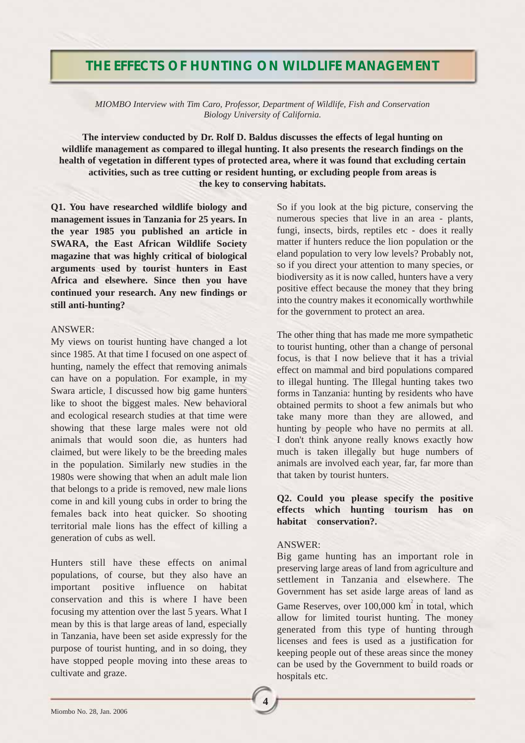# THE EFFECTS OF HUNTING ON WILDLIFE MANAGEMENT

*MIOMBO Interview with Tim Caro, Professor, Department of Wildlife, Fish and Conservation Biology University of California.*

**The interview conducted by Dr. Rolf D. Baldus discusses the effects of legal hunting on wildlife management as compared to illegal hunting. It also presents the research findings on the health of vegetation in different types of protected area, where it was found that excluding certain activities, such as tree cutting or resident hunting, or excluding people from areas is the key to conserving habitats.**

**Q1. You have researched wildlife biology and management issues in Tanzania for 25 years. In the year 1985 you published an article in SWARA, the East African Wildlife Society magazine that was highly critical of biological arguments used by tourist hunters in East Africa and elsewhere. Since then you have continued your research. Any new findings or still anti-hunting?**

ANSWER:
My views on tourist hunting have changed a lot since 1985. At that time I focused on one aspect of hunting, namely the effect that removing animals can have on a population. For example, in my Swara article, I discussed how big game hunters like to shoot the biggest males. New behavioral and ecological research studies at that time were showing that these large males were not old animals that would soon die, as hunters had claimed, but were likely to be the breeding males in the population. Similarly new studies in the 1980s were showing that when an adult male lion that belongs to a pride is removed, new male lions come in and kill young cubs in order to bring the females back into heat quicker. So shooting territorial male lions has the effect of killing a generation of cubs as well.

Hunters still have these effects on animal populations, of course, but they also have an important positive influence on habitat conservation and this is where I have been focusing my attention over the last 5 years. What I mean by this is that large areas of land, especially in Tanzania, have been set aside expressly for the purpose of tourist hunting, and in so doing, they have stopped people moving into these areas to cultivate and graze.

So if you look at the big picture, conserving the numerous species that live in an area - plants, fungi, insects, birds, reptiles etc - does it really matter if hunters reduce the lion population or the eland population to very low levels? Probably not, so if you direct your attention to many species, or biodiversity as it is now called, hunters have a very positive effect because the money that they bring into the country makes it economically worthwhile for the government to protect an area.

The other thing that has made me more sympathetic to tourist hunting, other than a change of personal focus, is that I now believe that it has a trivial effect on mammal and bird populations compared to illegal hunting. The Illegal hunting takes two forms in Tanzania: hunting by residents who have obtained permits to shoot a few animals but who take many more than they are allowed, and hunting by people who have no permits at all. I don't think anyone really knows exactly how much is taken illegally but huge numbers of animals are involved each year, far, far more than that taken by tourist hunters.

**Q2. Could you please specify the positive effects which hunting tourism has on habitat conservation?.**

ANSWER:
Big game hunting has an important role in preserving large areas of land from agriculture and settlement in Tanzania and elsewhere. The Government has set aside large areas of land as Game Reserves, over 100,000 $km^2$ in total, which allow for limited tourist hunting. The money generated from this type of hunting through licenses and fees is used as a justification for keeping people out of these areas since the money can be used by the Government to build roads or hospitals etc.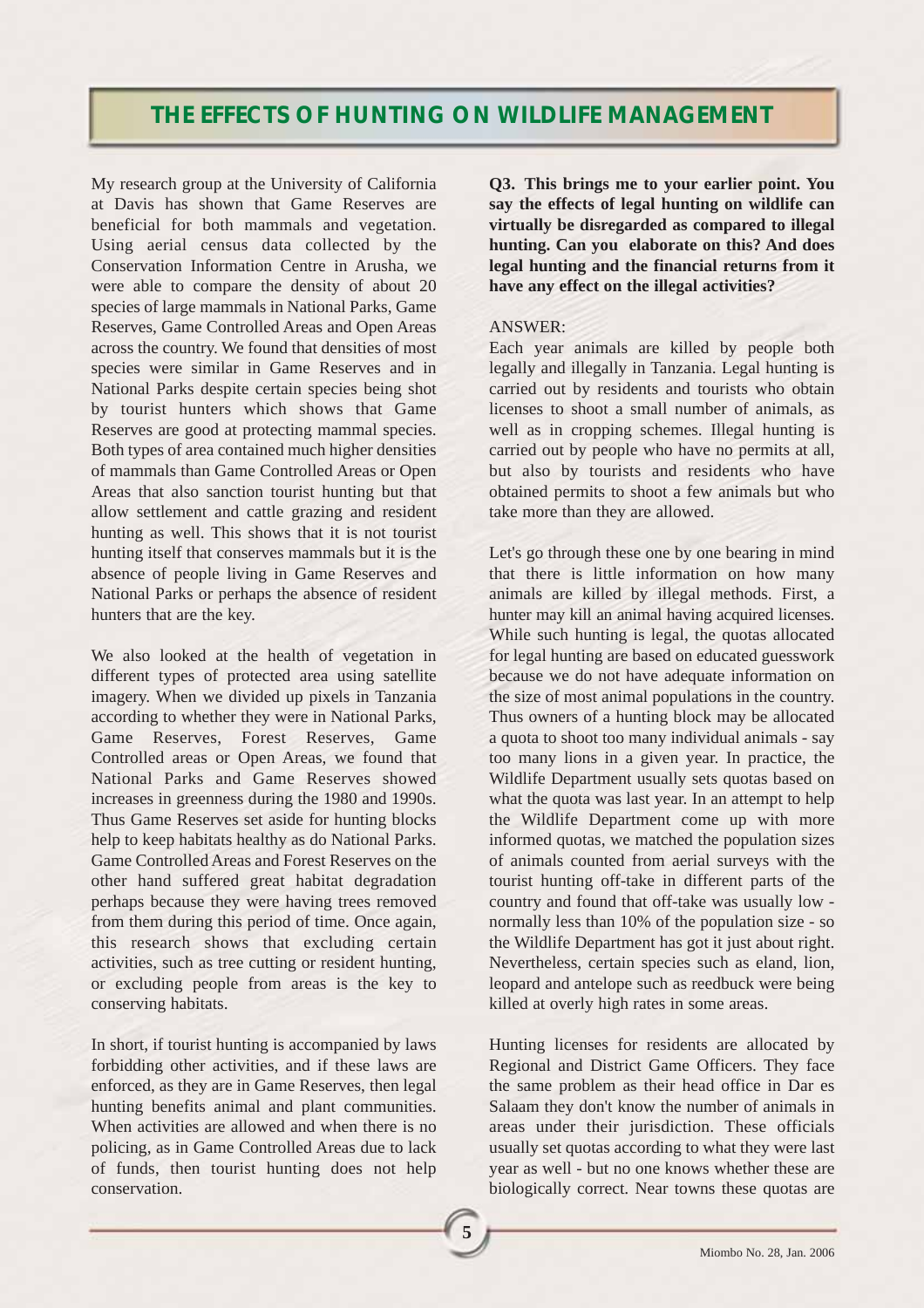# THE EFFECTS OF HUNTING ON WILDLIFE MANAGEMENT

My research group at the University of California at Davis has shown that Game Reserves are beneficial for both mammals and vegetation. Using aerial census data collected by the Conservation Information Centre in Arusha, we were able to compare the density of about 20 species of large mammals in National Parks, Game Reserves, Game Controlled Areas and Open Areas across the country. We found that densities of most species were similar in Game Reserves and in National Parks despite certain species being shot by tourist hunters which shows that Game Reserves are good at protecting mammal species. Both types of area contained much higher densities of mammals than Game Controlled Areas or Open Areas that also sanction tourist hunting but that allow settlement and cattle grazing and resident hunting as well. This shows that it is not tourist hunting itself that conserves mammals but it is the absence of people living in Game Reserves and National Parks or perhaps the absence of resident hunters that are the key.

We also looked at the health of vegetation in different types of protected area using satellite imagery. When we divided up pixels in Tanzania according to whether they were in National Parks, Game Reserves, Forest Reserves, Game Controlled areas or Open Areas, we found that National Parks and Game Reserves showed increases in greenness during the 1980 and 1990s. Thus Game Reserves set aside for hunting blocks help to keep habitats healthy as do National Parks. Game Controlled Areas and Forest Reserves on the other hand suffered great habitat degradation perhaps because they were having trees removed from them during this period of time. Once again, this research shows that excluding certain activities, such as tree cutting or resident hunting, or excluding people from areas is the key to conserving habitats.

In short, if tourist hunting is accompanied by laws forbidding other activities, and if these laws are enforced, as they are in Game Reserves, then legal hunting benefits animal and plant communities. When activities are allowed and when there is no policing, as in Game Controlled Areas due to lack of funds, then tourist hunting does not help conservation.

**Q3. This brings me to your earlier point. You say the effects of legal hunting on wildlife can virtually be disregarded as compared to illegal hunting. Can you elaborate on this? And does legal hunting and the financial returns from it have any effect on the illegal activities?**

ANSWER:
Each year animals are killed by people both legally and illegally in Tanzania. Legal hunting is carried out by residents and tourists who obtain licenses to shoot a small number of animals, as well as in cropping schemes. Illegal hunting is carried out by people who have no permits at all, but also by tourists and residents who have obtained permits to shoot a few animals but who take more than they are allowed.

Let's go through these one by one bearing in mind that there is little information on how many animals are killed by illegal methods. First, a hunter may kill an animal having acquired licenses. While such hunting is legal, the quotas allocated for legal hunting are based on educated guesswork because we do not have adequate information on the size of most animal populations in the country. Thus owners of a hunting block may be allocated a quota to shoot too many individual animals - say too many lions in a given year. In practice, the Wildlife Department usually sets quotas based on what the quota was last year. In an attempt to help the Wildlife Department come up with more informed quotas, we matched the population sizes of animals counted from aerial surveys with the tourist hunting off-take in different parts of the country and found that off-take was usually low - normally less than 10% of the population size - so the Wildlife Department has got it just about right. Nevertheless, certain species such as eland, lion, leopard and antelope such as reedbuck were being killed at overly high rates in some areas.

Hunting licenses for residents are allocated by Regional and District Game Officers. They face the same problem as their head office in Dar es Salaam they don't know the number of animals in areas under their jurisdiction. These officials usually set quotas according to what they were last year as well - but no one knows whether these are biologically correct. Near towns these quotas are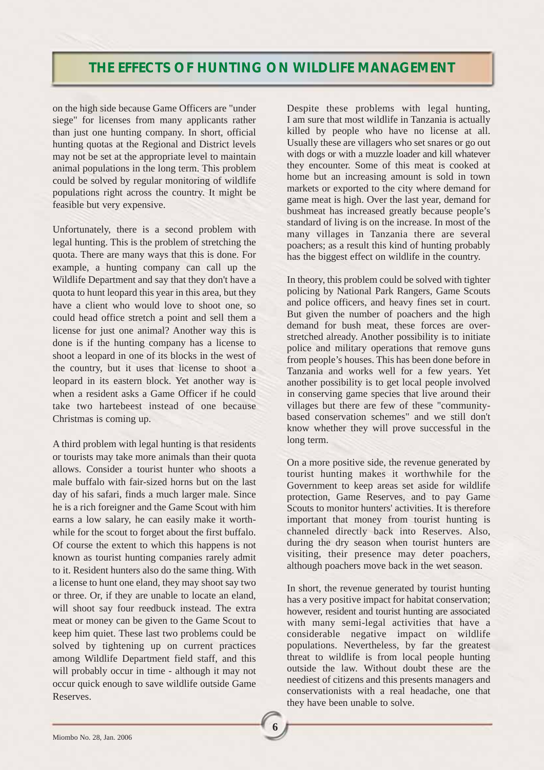# THE EFFECTS OF HUNTING ON WILDLIFE MANAGEMENT

on the high side because Game Officers are "under siege" for licenses from many applicants rather than just one hunting company. In short, official hunting quotas at the Regional and District levels may not be set at the appropriate level to maintain animal populations in the long term. This problem could be solved by regular monitoring of wildlife populations right across the country. It might be feasible but very expensive.

Unfortunately, there is a second problem with legal hunting. This is the problem of stretching the quota. There are many ways that this is done. For example, a hunting company can call up the Wildlife Department and say that they don't have a quota to hunt leopard this year in this area, but they have a client who would love to shoot one, so could head office stretch a point and sell them a license for just one animal? Another way this is done is if the hunting company has a license to shoot a leopard in one of its blocks in the west of the country, but it uses that license to shoot a leopard in its eastern block. Yet another way is when a resident asks a Game Officer if he could take two hartebeest instead of one because Christmas is coming up.

A third problem with legal hunting is that residents or tourists may take more animals than their quota allows. Consider a tourist hunter who shoots a male buffalo with fair-sized horns but on the last day of his safari, finds a much larger male. Since he is a rich foreigner and the Game Scout with him earns a low salary, he can easily make it worth-while for the scout to forget about the first buffalo. Of course the extent to which this happens is not known as tourist hunting companies rarely admit to it. Resident hunters also do the same thing. With a license to hunt one eland, they may shoot say two or three. Or, if they are unable to locate an eland, will shoot say four reedbuck instead. The extra meat or money can be given to the Game Scout to keep him quiet. These last two problems could be solved by tightening up on current practices among Wildlife Department field staff, and this will probably occur in time - although it may not occur quick enough to save wildlife outside Game Reserves.

Despite these problems with legal hunting, I am sure that most wildlife in Tanzania is actually killed by people who have no license at all. Usually these are villagers who set snares or go out with dogs or with a muzzle loader and kill whatever they encounter. Some of this meat is cooked at home but an increasing amount is sold in town markets or exported to the city where demand for game meat is high. Over the last year, demand for bushmeat has increased greatly because people's standard of living is on the increase. In most of the many villages in Tanzania there are several poachers; as a result this kind of hunting probably has the biggest effect on wildlife in the country.

In theory, this problem could be solved with tighter policing by National Park Rangers, Game Scouts and police officers, and heavy fines set in court. But given the number of poachers and the high demand for bush meat, these forces are over-stretched already. Another possibility is to initiate police and military operations that remove guns from people's houses. This has been done before in Tanzania and works well for a few years. Yet another possibility is to get local people involved in conserving game species that live around their villages but there are few of these "community-based conservation schemes" and we still don't know whether they will prove successful in the long term.

On a more positive side, the revenue generated by tourist hunting makes it worthwhile for the Government to keep areas set aside for wildlife protection, Game Reserves, and to pay Game Scouts to monitor hunters' activities. It is therefore important that money from tourist hunting is channeled directly back into Reserves. Also, during the dry season when tourist hunters are visiting, their presence may deter poachers, although poachers move back in the wet season.

In short, the revenue generated by tourist hunting has a very positive impact for habitat conservation; however, resident and tourist hunting are associated with many semi-legal activities that have a considerable negative impact on wildlife populations. Nevertheless, by far the greatest threat to wildlife is from local people hunting outside the law. Without doubt these are the neediest of citizens and this presents managers and conservationists with a real headache, one that they have been unable to solve.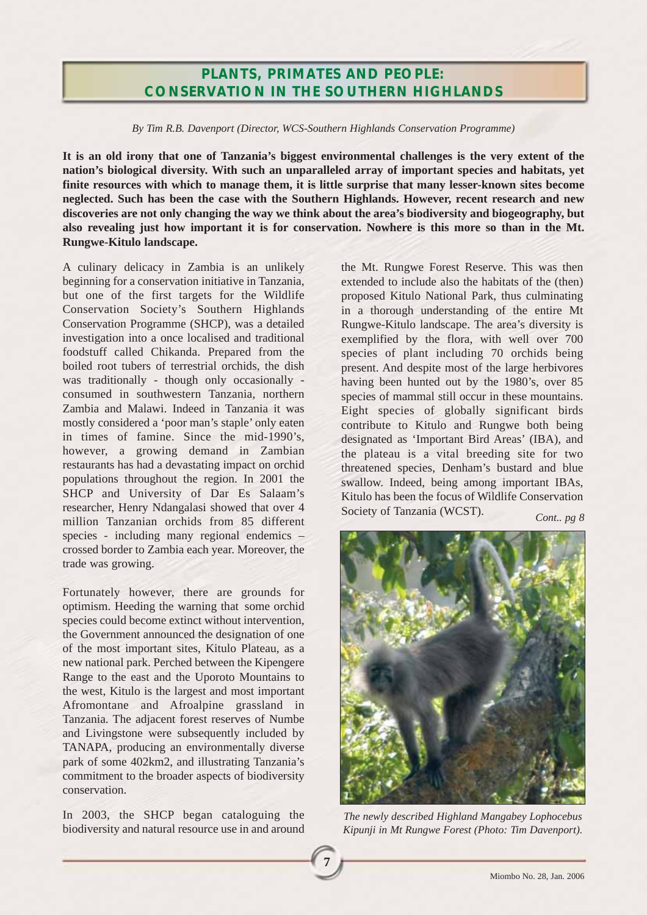# PLANTS, PRIMATES AND PEOPLE: CONSERVATION IN THE SOUTHERN HIGHLANDS

*By Tim R.B. Davenport (Director, WCS-Southern Highlands Conservation Programme)*

**It is an old irony that one of Tanzania's biggest environmental challenges is the very extent of the nation's biological diversity. With such an unparalleled array of important species and habitats, yet finite resources with which to manage them, it is little surprise that many lesser-known sites become neglected. Such has been the case with the Southern Highlands. However, recent research and new discoveries are not only changing the way we think about the area's biodiversity and biogeography, but also revealing just how important it is for conservation. Nowhere is this more so than in the Mt. Rungwe-Kitulo landscape.**

A culinary delicacy in Zambia is an unlikely beginning for a conservation initiative in Tanzania, but one of the first targets for the Wildlife Conservation Society's Southern Highlands Conservation Programme (SHCP), was a detailed investigation into a once localised and traditional foodstuff called Chikanda. Prepared from the boiled root tubers of terrestrial orchids, the dish was traditionally - though only occasionally - consumed in southwestern Tanzania, northern Zambia and Malawi. Indeed in Tanzania it was mostly considered a 'poor man's staple' only eaten in times of famine. Since the mid-1990's, however, a growing demand in Zambian restaurants has had a devastating impact on orchid populations throughout the region. In 2001 the SHCP and University of Dar Es Salaam's researcher, Henry Ndangalasi showed that over 4 million Tanzanian orchids from 85 different species - including many regional endemics – crossed border to Zambia each year. Moreover, the trade was growing.

Fortunately however, there are grounds for optimism. Heeding the warning that some orchid species could become extinct without intervention, the Government announced the designation of one of the most important sites, Kitulo Plateau, as a new national park. Perched between the Kipengere Range to the east and the Uporoto Mountains to the west, Kitulo is the largest and most important Afromontane and Afroalpine grassland in Tanzania. The adjacent forest reserves of Numbe and Livingstone were subsequently included by TANAPA, producing an environmentally diverse park of some 402km2, and illustrating Tanzania's commitment to the broader aspects of biodiversity conservation.

In 2003, the SHCP began cataloguing the biodiversity and natural resource use in and around the Mt. Rungwe Forest Reserve. This was then extended to include also the habitats of the (then) proposed Kitulo National Park, thus culminating in a thorough understanding of the entire Mt Rungwe-Kitulo landscape. The area's diversity is exemplified by the flora, with well over 700 species of plant including 70 orchids being present. And despite most of the large herbivores having been hunted out by the 1980's, over 85 species of mammal still occur in these mountains. Eight species of globally significant birds contribute to Kitulo and Rungwe both being designated as 'Important Bird Areas' (IBA), and the plateau is a vital breeding site for two threatened species, Denham's bustard and blue swallow. Indeed, being among important IBAs, Kitulo has been the focus of Wildlife Conservation Society of Tanzania (WCST).

*Cont.. pg 8*

*The newly described Highland Mangabey Lophocebus Kipunji in Mt Rungwe Forest (Photo: Tim Davenport).*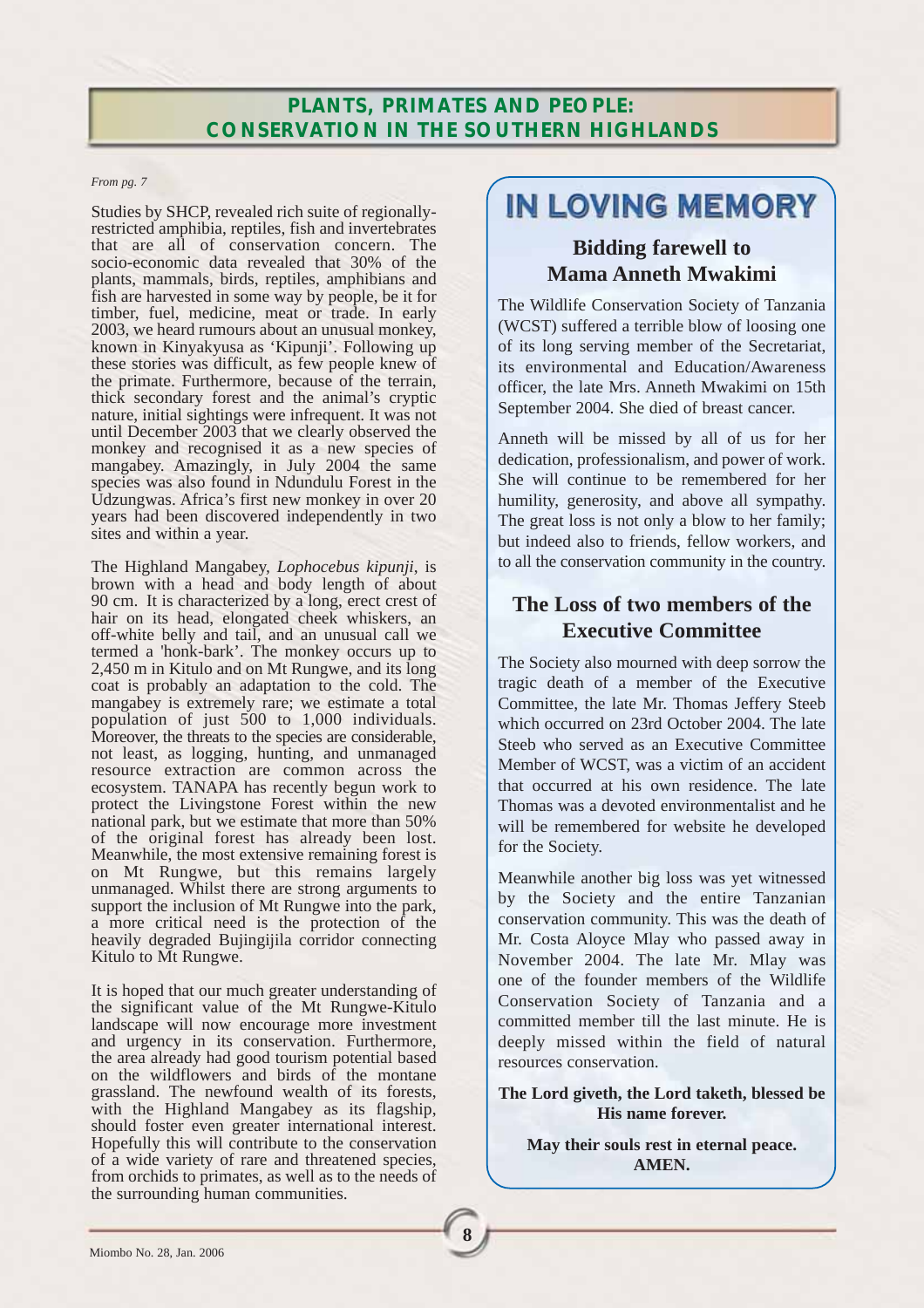## PLANTS, PRIMATES AND PEOPLE: CONSERVATION IN THE SOUTHERN HIGHLANDS

*From pg. 7*

Studies by SHCP, revealed rich suite of regionally-restricted amphibia, reptiles, fish and invertebrates that are all of conservation concern. The socio-economic data revealed that 30% of the plants, mammals, birds, reptiles, amphibians and fish are harvested in some way by people, be it for timber, fuel, medicine, meat or trade. In early 2003, we heard rumours about an unusual monkey, known in Kinyakyusa as 'Kipunji'. Following up these stories was difficult, as few people knew of the primate. Furthermore, because of the terrain, thick secondary forest and the animal's cryptic nature, initial sightings were infrequent. It was not until December 2003 that we clearly observed the monkey and recognised it as a new species of mangabey. Amazingly, in July 2004 the same species was also found in Ndundulu Forest in the Udzungwas. Africa's first new monkey in over 20 years had been discovered independently in two sites and within a year.

The Highland Mangabey, *Lophocebus kipunji*, is brown with a head and body length of about 90 cm. It is characterized by a long, erect crest of hair on its head, elongated cheek whiskers, an off-white belly and tail, and an unusual call we termed a 'honk-bark'. The monkey occurs up to 2,450 m in Kitulo and on Mt Rungwe, and its long coat is probably an adaptation to the cold. The mangabey is extremely rare; we estimate a total population of just 500 to 1,000 individuals. Moreover, the threats to the species are considerable, not least, as logging, hunting, and unmanaged resource extraction are common across the ecosystem. TANAPA has recently begun work to protect the Livingstone Forest within the new national park, but we estimate that more than 50% of the original forest has already been lost. Meanwhile, the most extensive remaining forest is on Mt Rungwe, but this remains largely unmanaged. Whilst there are strong arguments to support the inclusion of Mt Rungwe into the park, a more critical need is the protection of the heavily degraded Bujingijila corridor connecting Kitulo to Mt Rungwe.

It is hoped that our much greater understanding of the significant value of the Mt Rungwe-Kitulo landscape will now encourage more investment and urgency in its conservation. Furthermore, the area already had good tourism potential based on the wildflowers and birds of the montane grassland. The newfound wealth of its forests, with the Highland Mangabey as its flagship, should foster even greater international interest. Hopefully this will contribute to the conservation of a wide variety of rare and threatened species, from orchids to primates, as well as to the needs of the surrounding human communities.

# IN LOVING MEMORY

### Bidding farewell to Mama Anneth Mwakimi

The Wildlife Conservation Society of Tanzania (WCST) suffered a terrible blow of loosing one of its long serving member of the Secretariat, its environmental and Education/Awareness officer, the late Mrs. Anneth Mwakimi on 15th September 2004. She died of breast cancer.

Anneth will be missed by all of us for her dedication, professionalism, and power of work. She will continue to be remembered for her humility, generosity, and above all sympathy. The great loss is not only a blow to her family; but indeed also to friends, fellow workers, and to all the conservation community in the country.

### The Loss of two members of the Executive Committee

The Society also mourned with deep sorrow the tragic death of a member of the Executive Committee, the late Mr. Thomas Jeffery Steeb which occurred on 23rd October 2004. The late Steeb who served as an Executive Committee Member of WCST, was a victim of an accident that occurred at his own residence. The late Thomas was a devoted environmentalist and he will be remembered for website he developed for the Society.

Meanwhile another big loss was yet witnessed by the Society and the entire Tanzanian conservation community. This was the death of Mr. Costa Aloyce Mlay who passed away in November 2004. The late Mr. Mlay was one of the founder members of the Wildlife Conservation Society of Tanzania and a committed member till the last minute. He is deeply missed within the field of natural resources conservation.

**The Lord giveth, the Lord taketh, blessed be His name forever.**

**May their souls rest in eternal peace. AMEN.**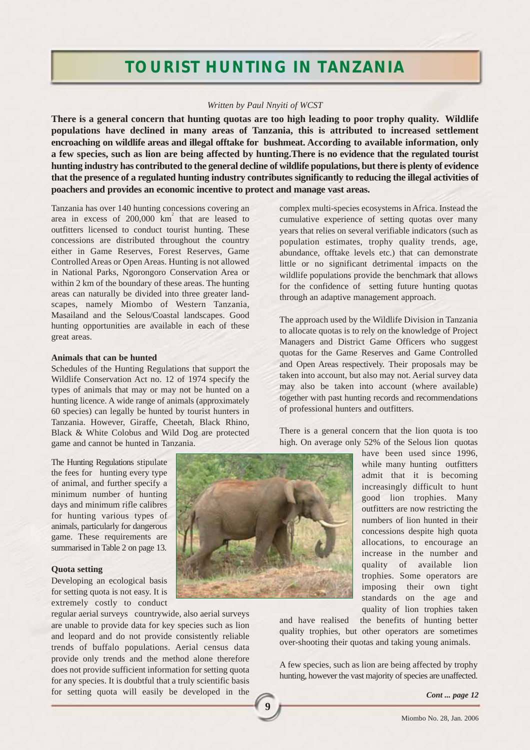# TOURIST HUNTING IN TANZANIA

*Written by Paul Nnyiti of WCST*

**There is a general concern that hunting quotas are too high leading to poor trophy quality. Wildlife populations have declined in many areas of Tanzania, this is attributed to increased settlement encroaching on wildlife areas and illegal offtake for bushmeat. According to available information, only a few species, such as lion are being affected by hunting.There is no evidence that the regulated tourist hunting industry has contributed to the general decline of wildlife populations, but there is plenty of evidence that the presence of a regulated hunting industry contributes significantly to reducing the illegal activities of poachers and provides an economic incentive to protect and manage vast areas.**

Tanzania has over 140 hunting concessions covering an area in excess of 200,000 $km^2$ that are leased to outfitters licensed to conduct tourist hunting. These concessions are distributed throughout the country either in Game Reserves, Forest Reserves, Game Controlled Areas or Open Areas. Hunting is not allowed in National Parks, Ngorongoro Conservation Area or within 2 km of the boundary of these areas. The hunting areas can naturally be divided into three greater landscapes, namely Miombo of Western Tanzania, Masailand and the Selous/Coastal landscapes. Good hunting opportunities are available in each of these great areas.

**Animals that can be hunted**

Schedules of the Hunting Regulations that support the Wildlife Conservation Act no. 12 of 1974 specify the types of animals that may or may not be hunted on a hunting licence. A wide range of animals (approximately 60 species) can legally be hunted by tourist hunters in Tanzania. However, Giraffe, Cheetah, Black Rhino, Black & White Colobus and Wild Dog are protected game and cannot be hunted in Tanzania.

The Hunting Regulations stipulate the fees for hunting every type of animal, and further specify a minimum number of hunting days and minimum rifle calibres for hunting various types of animals, particularly for dangerous game. These requirements are summarised in Table 2 on page 13.

**Quota setting**

Developing an ecological basis for setting quota is not easy. It is extremely costly to conduct regular aerial surveys countrywide, also aerial surveys are unable to provide data for key species such as lion and leopard and do not provide consistently reliable trends of buffalo populations. Aerial census data provide only trends and the method alone therefore does not provide sufficient information for setting quota for any species. It is doubtful that a truly scientific basis for setting quota will easily be developed in the complex multi-species ecosystems in Africa. Instead the cumulative experience of setting quotas over many years that relies on several verifiable indicators (such as population estimates, trophy quality trends, age, abundance, offtake levels etc.) that can demonstrate little or no significant detrimental impacts on the wildlife populations provide the benchmark that allows for the confidence of setting future hunting quotas through an adaptive management approach.

The approach used by the Wildlife Division in Tanzania to allocate quotas is to rely on the knowledge of Project Managers and District Game Officers who suggest quotas for the Game Reserves and Game Controlled and Open Areas respectively. Their proposals may be taken into account, but also may not. Aerial survey data may also be taken into account (where available) together with past hunting records and recommendations of professional hunters and outfitters.

There is a general concern that the lion quota is too high. On average only 52% of the Selous lion quotas have been used since 1996, while many hunting outfitters admit that it is becoming increasingly difficult to hunt good lion trophies. Many outfitters are now restricting the numbers of lion hunted in their concessions despite high quota allocations, to encourage an increase in the number and quality of available lion trophies. Some operators are imposing their own tight standards on the age and quality of lion trophies taken and have realised the benefits of hunting better quality trophies, but other operators are sometimes over-shooting their quotas and taking young animals.

A few species, such as lion are being affected by trophy hunting, however the vast majority of species are unaffected.

*Cont ... page 12*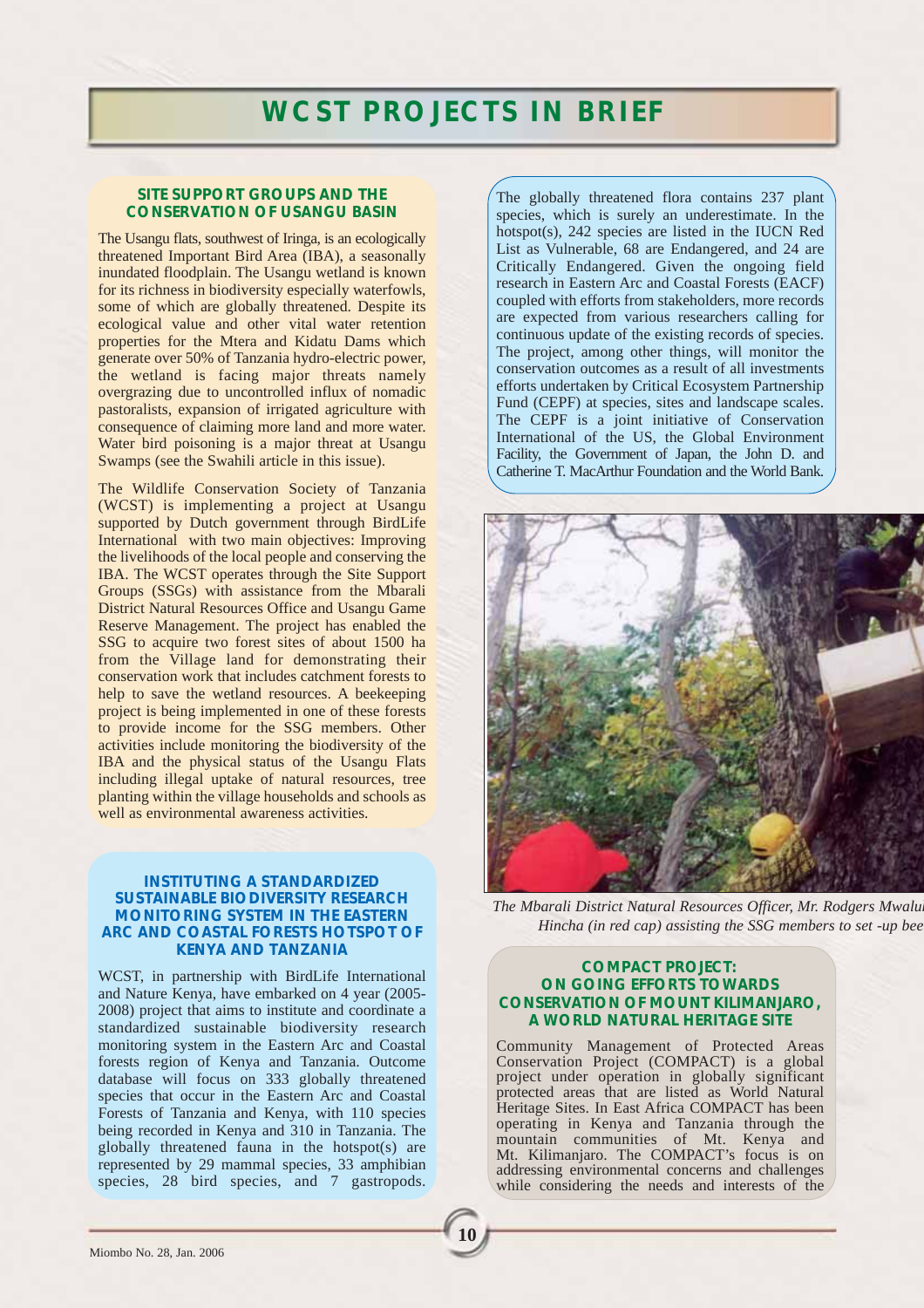# WCST PROJECTS IN BRIEF

## SITE SUPPORT GROUPS AND THE CONSERVATION OF USANGU BASIN

The Usangu flats, southwest of Iringa, is an ecologically threatened Important Bird Area (IBA), a seasonally inundated floodplain. The Usangu wetland is known for its richness in biodiversity especially waterfowls, some of which are globally threatened. Despite its ecological value and other vital water retention properties for the Mtera and Kidatu Dams which generate over 50% of Tanzania hydro-electric power, the wetland is facing major threats namely overgrazing due to uncontrolled influx of nomadic pastoralists, expansion of irrigated agriculture with consequence of claiming more land and more water. Water bird poisoning is a major threat at Usangu Swamps (see the Swahili article in this issue).

The Wildlife Conservation Society of Tanzania (WCST) is implementing a project at Usangu supported by Dutch government through BirdLife International with two main objectives: Improving the livelihoods of the local people and conserving the IBA. The WCST operates through the Site Support Groups (SSGs) with assistance from the Mbarali District Natural Resources Office and Usangu Game Reserve Management. The project has enabled the SSG to acquire two forest sites of about 1500 ha from the Village land for demonstrating their conservation work that includes catchment forests to help to save the wetland resources. A beekeeping project is being implemented in one of these forests to provide income for the SSG members. Other activities include monitoring the biodiversity of the IBA and the physical status of the Usangu Flats including illegal uptake of natural resources, tree planting within the village households and schools as well as environmental awareness activities.

## INSTITUTING A STANDARDIZED SUSTAINABLE BIODIVERSITY RESEARCH MONITORING SYSTEM IN THE EASTERN ARC AND COASTAL FORESTS HOTSPOT OF KENYA AND TANZANIA

WCST, in partnership with BirdLife International and Nature Kenya, have embarked on 4 year (2005-2008) project that aims to institute and coordinate a standardized sustainable biodiversity research monitoring system in the Eastern Arc and Coastal forests region of Kenya and Tanzania. Outcome database will focus on 333 globally threatened species that occur in the Eastern Arc and Coastal Forests of Tanzania and Kenya, with 110 species being recorded in Kenya and 310 in Tanzania. The globally threatened fauna in the hotspot(s) are represented by 29 mammal species, 33 amphibian species, 28 bird species, and 7 gastropods. The globally threatened flora contains 237 plant species, which is surely an underestimate. In the hotspot(s), 242 species are listed in the IUCN Red List as Vulnerable, 68 are Endangered, and 24 are Critically Endangered. Given the ongoing field research in Eastern Arc and Coastal Forests (EACF) coupled with efforts from stakeholders, more records are expected from various researchers calling for continuous update of the existing records of species. The project, among other things, will monitor the conservation outcomes as a result of all investments efforts undertaken by Critical Ecosystem Partnership Fund (CEPF) at species, sites and landscape scales. The CEPF is a joint initiative of Conservation International of the US, the Global Environment Facility, the Government of Japan, the John D. and Catherine T. MacArthur Foundation and the World Bank.

*The Mbarali District Natural Resources Officer, Mr. Rodgers Mwalu Hincha (in red cap) assisting the SSG members to set -up bee*

## COMPACT PROJECT: ON GOING EFFORTS TOWARDS CONSERVATION OF MOUNT KILIMANJARO, A WORLD NATURAL HERITAGE SITE

Community Management of Protected Areas Conservation Project (COMPACT) is a global project under operation in globally significant protected areas that are listed as World Natural Heritage Sites. In East Africa COMPACT has been operating in Kenya and Tanzania through the mountain communities of Mt. Kenya and Mt. Kilimanjaro. The COMPACT's focus is on addressing environmental concerns and challenges while considering the needs and interests of the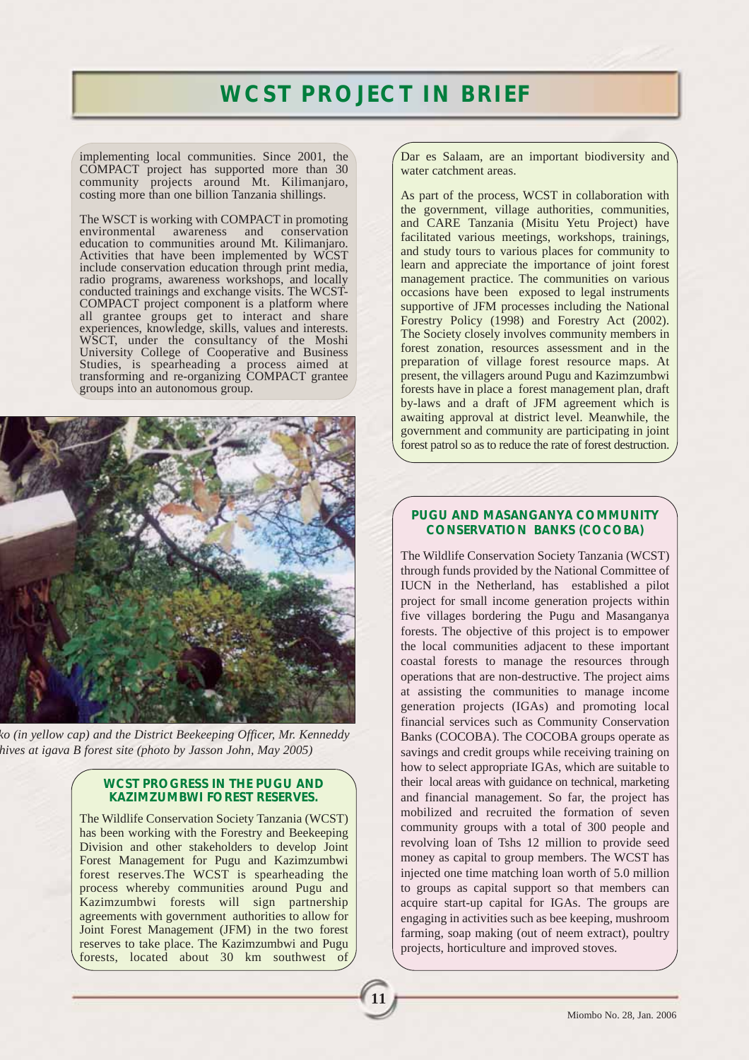# WCST PROJECT IN BRIEF

implementing local communities. Since 2001, the COMPACT project has supported more than 30 community projects around Mt. Kilimanjaro, costing more than one billion Tanzania shillings.

The WSCT is working with COMPACT in promoting environmental awareness and conservation education to communities around Mt. Kilimanjaro. Activities that have been implemented by WCST include conservation education through print media, radio programs, awareness workshops, and locally conducted trainings and exchange visits. The WCST-COMPACT project component is a platform where all grantee groups get to interact and share experiences, knowledge, skills, values and interests. WSCT, under the consultancy of the Moshi University College of Cooperative and Business Studies, is spearheading a process aimed at transforming and re-organizing COMPACT grantee groups into an autonomous group.

*ko (in yellow cap) and the District Beekeeping Officer, Mr. Kenneddy hives at igava B forest site (photo by Jasson John, May 2005)*

## WCST PROGRESS IN THE PUGU AND KAZIMZUMBWI FOREST RESERVES.

The Wildlife Conservation Society Tanzania (WCST) has been working with the Forestry and Beekeeping Division and other stakeholders to develop Joint Forest Management for Pugu and Kazimzumbwi forest reserves.The WCST is spearheading the process whereby communities around Pugu and Kazimzumbwi forests will sign partnership agreements with government authorities to allow for Joint Forest Management (JFM) in the two forest reserves to take place. The Kazimzumbwi and Pugu forests, located about 30 km southwest of Dar es Salaam, are an important biodiversity and water catchment areas.

As part of the process, WCST in collaboration with the government, village authorities, communities, and CARE Tanzania (Misitu Yetu Project) have facilitated various meetings, workshops, trainings, and study tours to various places for community to learn and appreciate the importance of joint forest management practice. The communities on various occasions have been exposed to legal instruments supportive of JFM processes including the National Forestry Policy (1998) and Forestry Act (2002). The Society closely involves community members in forest zonation, resources assessment and in the preparation of village forest resource maps. At present, the villagers around Pugu and Kazimzumbwi forests have in place a forest management plan, draft by-laws and a draft of JFM agreement which is awaiting approval at district level. Meanwhile, the government and community are participating in joint forest patrol so as to reduce the rate of forest destruction.

## PUGU AND MASANGANYA COMMUNITY CONSERVATION BANKS (COCOBA)

The Wildlife Conservation Society Tanzania (WCST) through funds provided by the National Committee of IUCN in the Netherland, has established a pilot project for small income generation projects within five villages bordering the Pugu and Masanganya forests. The objective of this project is to empower the local communities adjacent to these important coastal forests to manage the resources through operations that are non-destructive. The project aims at assisting the communities to manage income generation projects (IGAs) and promoting local financial services such as Community Conservation Banks (COCOBA). The COCOBA groups operate as savings and credit groups while receiving training on how to select appropriate IGAs, which are suitable to their local areas with guidance on technical, marketing and financial management. So far, the project has mobilized and recruited the formation of seven community groups with a total of 300 people and revolving loan of Tshs 12 million to provide seed money as capital to group members. The WCST has injected one time matching loan worth of 5.0 million to groups as capital support so that members can acquire start-up capital for IGAs. The groups are engaging in activities such as bee keeping, mushroom farming, soap making (out of neem extract), poultry projects, horticulture and improved stoves.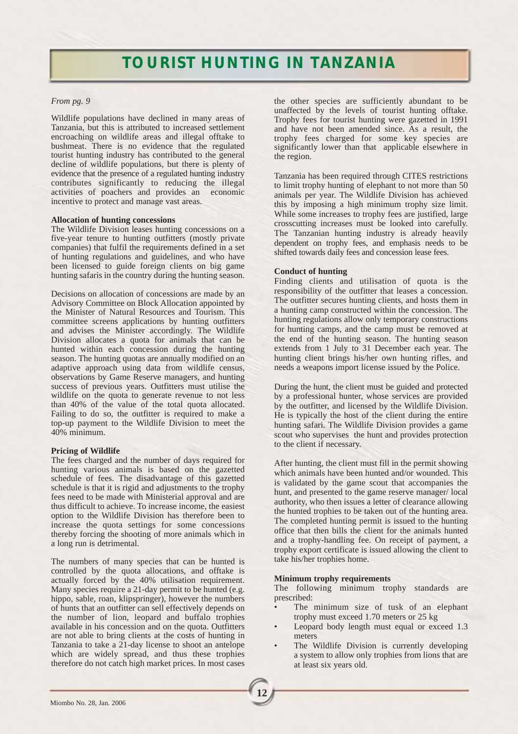# TOURIST HUNTING IN TANZANIA

*From pg. 9*

Wildlife populations have declined in many areas of Tanzania, but this is attributed to increased settlement encroaching on wildlife areas and illegal offtake to bushmeat. There is no evidence that the regulated tourist hunting industry has contributed to the general decline of wildlife populations, but there is plenty of evidence that the presence of a regulated hunting industry contributes significantly to reducing the illegal activities of poachers and provides an economic incentive to protect and manage vast areas.

**Allocation of hunting concessions**

The Wildlife Division leases hunting concessions on a five-year tenure to hunting outfitters (mostly private companies) that fulfil the requirements defined in a set of hunting regulations and guidelines, and who have been licensed to guide foreign clients on big game hunting safaris in the country during the hunting season.

Decisions on allocation of concessions are made by an Advisory Committee on Block Allocation appointed by the Minister of Natural Resources and Tourism. This committee screens applications by hunting outfitters and advises the Minister accordingly. The Wildlife Division allocates a quota for animals that can be hunted within each concession during the hunting season. The hunting quotas are annually modified on an adaptive approach using data from wildlife census, observations by Game Reserve managers, and hunting success of previous years. Outfitters must utilise the wildlife on the quota to generate revenue to not less than 40% of the value of the total quota allocated. Failing to do so, the outfitter is required to make a top-up payment to the Wildlife Division to meet the 40% minimum.

**Pricing of Wildlife**

The fees charged and the number of days required for hunting various animals is based on the gazetted schedule of fees. The disadvantage of this gazetted schedule is that it is rigid and adjustments to the trophy fees need to be made with Ministerial approval and are thus difficult to achieve. To increase income, the easiest option to the Wildlife Division has therefore been to increase the quota settings for some concessions thereby forcing the shooting of more animals which in a long run is detrimental.

The numbers of many species that can be hunted is controlled by the quota allocations, and offtake is actually forced by the 40% utilisation requirement. Many species require a 21-day permit to be hunted (e.g. hippo, sable, roan, klipspringer), however the numbers of hunts that an outfitter can sell effectively depends on the number of lion, leopard and buffalo trophies available in his concession and on the quota. Outfitters are not able to bring clients at the costs of hunting in Tanzania to take a 21-day license to shoot an antelope which are widely spread, and thus these trophies therefore do not catch high market prices. In most cases the other species are sufficiently abundant to be unaffected by the levels of tourist hunting offtake. Trophy fees for tourist hunting were gazetted in 1991 and have not been amended since. As a result, the trophy fees charged for some key species are significantly lower than that applicable elsewhere in the region.

Tanzania has been required through CITES restrictions to limit trophy hunting of elephant to not more than 50 animals per year. The Wildlife Division has achieved this by imposing a high minimum trophy size limit. While some increases to trophy fees are justified, large crosscutting increases must be looked into carefully. The Tanzanian hunting industry is already heavily dependent on trophy fees, and emphasis needs to be shifted towards daily fees and concession lease fees.

**Conduct of hunting**

Finding clients and utilisation of quota is the responsibility of the outfitter that leases a concession. The outfitter secures hunting clients, and hosts them in a hunting camp constructed within the concession. The hunting regulations allow only temporary constructions for hunting camps, and the camp must be removed at the end of the hunting season. The hunting season extends from 1 July to 31 December each year. The hunting client brings his/her own hunting rifles, and needs a weapons import license issued by the Police.

During the hunt, the client must be guided and protected by a professional hunter, whose services are provided by the outfitter, and licensed by the Wildlife Division. He is typically the host of the client during the entire hunting safari. The Wildlife Division provides a game scout who supervises the hunt and provides protection to the client if necessary.

After hunting, the client must fill in the permit showing which animals have been hunted and/or wounded. This is validated by the game scout that accompanies the hunt, and presented to the game reserve manager/ local authority, who then issues a letter of clearance allowing the hunted trophies to be taken out of the hunting area. The completed hunting permit is issued to the hunting office that then bills the client for the animals hunted and a trophy-handling fee. On receipt of payment, a trophy export certificate is issued allowing the client to take his/her trophies home.

**Minimum trophy requirements**

The following minimum trophy standards are prescribed:

- The minimum size of tusk of an elephant trophy must exceed 1.70 meters or 25 kg
- Leopard body length must equal or exceed 1.3 meters
- The Wildlife Division is currently developing a system to allow only trophies from lions that are at least six years old.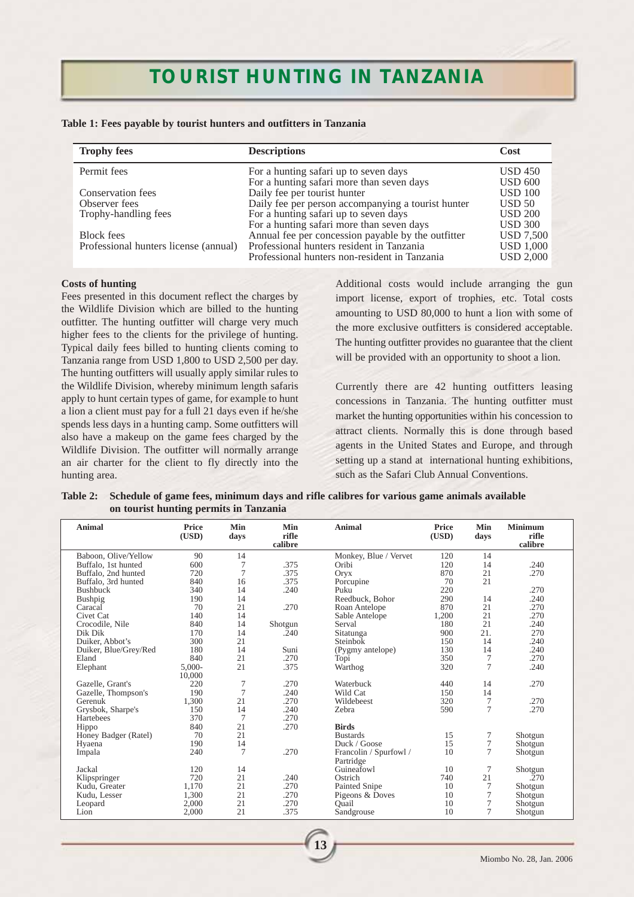# TOURIST HUNTING IN TANZANIA

**Table 1: Fees payable by tourist hunters and outfitters in Tanzania**

| Trophy fees | Descriptions | Cost |
|---|---|---|
| Permit fees | For a hunting safari up to seven days | USD 450 |
| | For a hunting safari more than seven days | USD 600 |
| Conservation fees | Daily fee per tourist hunter | USD 100 |
| Observer fees | Daily fee per person accompanying a tourist hunter | USD 50 |
| Trophy-handling fees | For a hunting safari up to seven days | USD 200 |
| | For a hunting safari more than seven days | USD 300 |
| Block fees | Annual fee per concession payable by the outfitter | USD 7,500 |
| Professional hunters license (annual) | Professional hunters resident in Tanzania | USD 1,000 |
| | Professional hunters non-resident in Tanzania | USD 2,000 |

**Costs of hunting**

Fees presented in this document reflect the charges by the Wildlife Division which are billed to the hunting outfitter. The hunting outfitter will charge very much higher fees to the clients for the privilege of hunting. Typical daily fees billed to hunting clients coming to Tanzania range from USD 1,800 to USD 2,500 per day. The hunting outfitters will usually apply similar rules to the Wildlife Division, whereby minimum length safaris apply to hunt certain types of game, for example to hunt a lion a client must pay for a full 21 days even if he/she spends less days in a hunting camp. Some outfitters will also have a makeup on the game fees charged by the Wildlife Division. The outfitter will normally arrange an air charter for the client to fly directly into the hunting area.

Additional costs would include arranging the gun import license, export of trophies, etc. Total costs amounting to USD 80,000 to hunt a lion with some of the more exclusive outfitters is considered acceptable. The hunting outfitter provides no guarantee that the client will be provided with an opportunity to shoot a lion.

Currently there are 42 hunting outfitters leasing concessions in Tanzania. The hunting outfitter must market the hunting opportunities within his concession to attract clients. Normally this is done through based agents in the United States and Europe, and through setting up a stand at international hunting exhibitions, such as the Safari Club Annual Conventions.

**Table 2: Schedule of game fees, minimum days and rifle calibres for various game animals available on tourist hunting permits in Tanzania**

| Animal | Price (USD) | Min days | Min rifle calibre | Animal | Price (USD) | Min days | Minimum rifle calibre |
|---|---|---|---|---|---|---|---|
| Baboon, Olive/Yellow | 90 | 14 | | Monkey, Blue / Vervet | 120 | 14 | |
| Buffalo, 1st hunted | 600 | 7 | .375 | Oribi | 120 | 14 | .240 |
| Buffalo, 2nd hunted | 720 | 7 | .375 | Oryx | 870 | 21 | .270 |
| Buffalo, 3rd hunted | 840 | 16 | .375 | Porcupine | 70 | 21 | |
| Bushbuck | 340 | 14 | .240 | Puku | 220 | | .270 |
| Bushpig | 190 | 14 | | Reedbuck, Bohor | 290 | 14 | .240 |
| Caracal | 70 | 21 | .270 | Roan Antelope | 870 | 21 | .270 |
| Civet Cat | 140 | 14 | | Sable Antelope | 1,200 | 21 | .270 |
| Crocodile, Nile | 840 | 14 | Shotgun | Serval | 180 | 21 | .240 |
| Dik Dik | 170 | 14 | .240 | Sitatunga | 900 | 21. | 270 |
| Duiker, Abbot's | 300 | 21 | | Steinbok | 150 | 14 | .240 |
| Duiker, Blue/Grey/Red | 180 | 14 | Suni | (Pygmy antelope) | 130 | 14 | .240 |
| Eland | 840 | 21 | .270 | Topi | 350 | 7 | .270 |
| Elephant | 5,000-10,000 | 21 | .375 | Warthog | 320 | 7 | .240 |
| Gazelle, Grant's | 220 | 7 | .270 | Waterbuck | 440 | 14 | .270 |
| Gazelle, Thompson's | 190 | 7 | .240 | Wild Cat | 150 | 14 | |
| Gerenuk | 1,300 | 21 | .270 | Wildebeest | 320 | 7 | .270 |
| Grysbok, Sharpe's | 150 | 14 | .240 | Zebra | 590 | 7 | .270 |
| Hartebees | 370 | 7 | .270 | | | | |
| Hippo | 840 | 21 | .270 | **Birds** | | | |
| Honey Badger (Ratel) | 70 | 21 | | Bustards | 15 | 7 | Shotgun |
| Hyaena | 190 | 14 | | Duck / Goose | 15 | 7 | Shotgun |
| Impala | 240 | 7 | .270 | Francolin / Spurfowl / Partridge | 10 | 7 | Shotgun |
| Jackal | 120 | 14 | | Guineafowl | 10 | 7 | Shotgun |
| Klipspringer | 720 | 21 | .240 | Ostrich | 740 | 21 | .270 |
| Kudu, Greater | 1,170 | 21 | .270 | Painted Snipe | 10 | 7 | Shotgun |
| Kudu, Lesser | 1,300 | 21 | .270 | Pigeons & Doves | 10 | 7 | Shotgun |
| Leopard | 2,000 | 21 | .270 | Quail | 10 | 7 | Shotgun |
| Lion | 2,000 | 21 | .375 | Sandgrouse | 10 | 7 | Shotgun |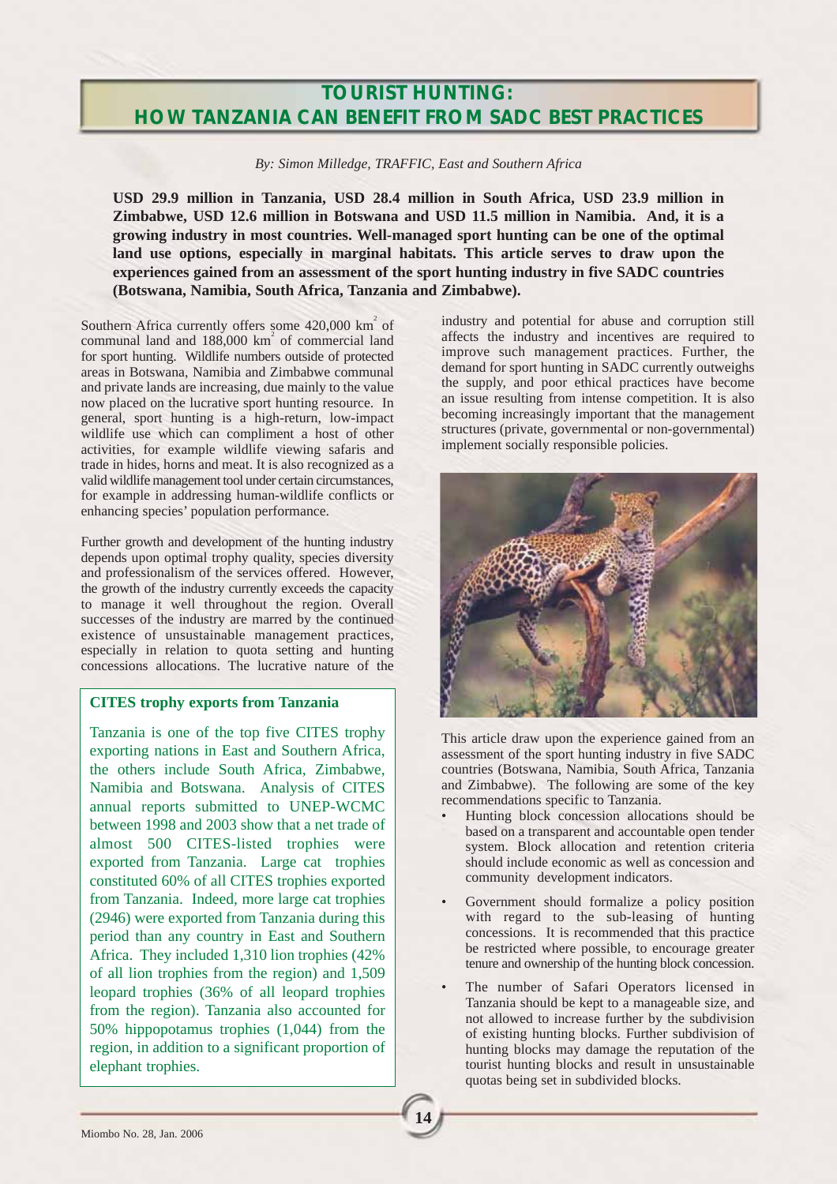# TOURIST HUNTING: HOW TANZANIA CAN BENEFIT FROM SADC BEST PRACTICES

*By: Simon Milledge, TRAFFIC, East and Southern Africa*

**USD 29.9 million in Tanzania, USD 28.4 million in South Africa, USD 23.9 million in Zimbabwe, USD 12.6 million in Botswana and USD 11.5 million in Namibia. And, it is a growing industry in most countries. Well-managed sport hunting can be one of the optimal land use options, especially in marginal habitats. This article serves to draw upon the experiences gained from an assessment of the sport hunting industry in five SADC countries (Botswana, Namibia, South Africa, Tanzania and Zimbabwe).**

Southern Africa currently offers some 420,000 km$^2$ of communal land and 188,000 km$^2$ of commercial land for sport hunting. Wildlife numbers outside of protected areas in Botswana, Namibia and Zimbabwe communal and private lands are increasing, due mainly to the value now placed on the lucrative sport hunting resource. In general, sport hunting is a high-return, low-impact wildlife use which can compliment a host of other activities, for example wildlife viewing safaris and trade in hides, horns and meat. It is also recognized as a valid wildlife management tool under certain circumstances, for example in addressing human-wildlife conflicts or enhancing species' population performance.

Further growth and development of the hunting industry depends upon optimal trophy quality, species diversity and professionalism of the services offered. However, the growth of the industry currently exceeds the capacity to manage it well throughout the region. Overall successes of the industry are marred by the continued existence of unsustainable management practices, especially in relation to quota setting and hunting concessions allocations. The lucrative nature of the industry and potential for abuse and corruption still affects the industry and incentives are required to improve such management practices. Further, the demand for sport hunting in SADC currently outweighs the supply, and poor ethical practices have become an issue resulting from intense competition. It is also becoming increasingly important that the management structures (private, governmental or non-governmental) implement socially responsible policies.

### CITES trophy exports from Tanzania

Tanzania is one of the top five CITES trophy exporting nations in East and Southern Africa, the others include South Africa, Zimbabwe, Namibia and Botswana. Analysis of CITES annual reports submitted to UNEP-WCMC between 1998 and 2003 show that a net trade of almost 500 CITES-listed trophies were exported from Tanzania. Large cat trophies constituted 60% of all CITES trophies exported from Tanzania. Indeed, more large cat trophies (2946) were exported from Tanzania during this period than any country in East and Southern Africa. They included 1,310 lion trophies (42% of all lion trophies from the region) and 1,509 leopard trophies (36% of all leopard trophies from the region). Tanzania also accounted for 50% hippopotamus trophies (1,044) from the region, in addition to a significant proportion of elephant trophies.

This article draw upon the experience gained from an assessment of the sport hunting industry in five SADC countries (Botswana, Namibia, South Africa, Tanzania and Zimbabwe). The following are some of the key recommendations specific to Tanzania.

- Hunting block concession allocations should be based on a transparent and accountable open tender system. Block allocation and retention criteria should include economic as well as concession and community development indicators.
- Government should formalize a policy position with regard to the sub-leasing of hunting concessions. It is recommended that this practice be restricted where possible, to encourage greater tenure and ownership of the hunting block concession.
- The number of Safari Operators licensed in Tanzania should be kept to a manageable size, and not allowed to increase further by the subdivision of existing hunting blocks. Further subdivision of hunting blocks may damage the reputation of the tourist hunting blocks and result in unsustainable quotas being set in subdivided blocks.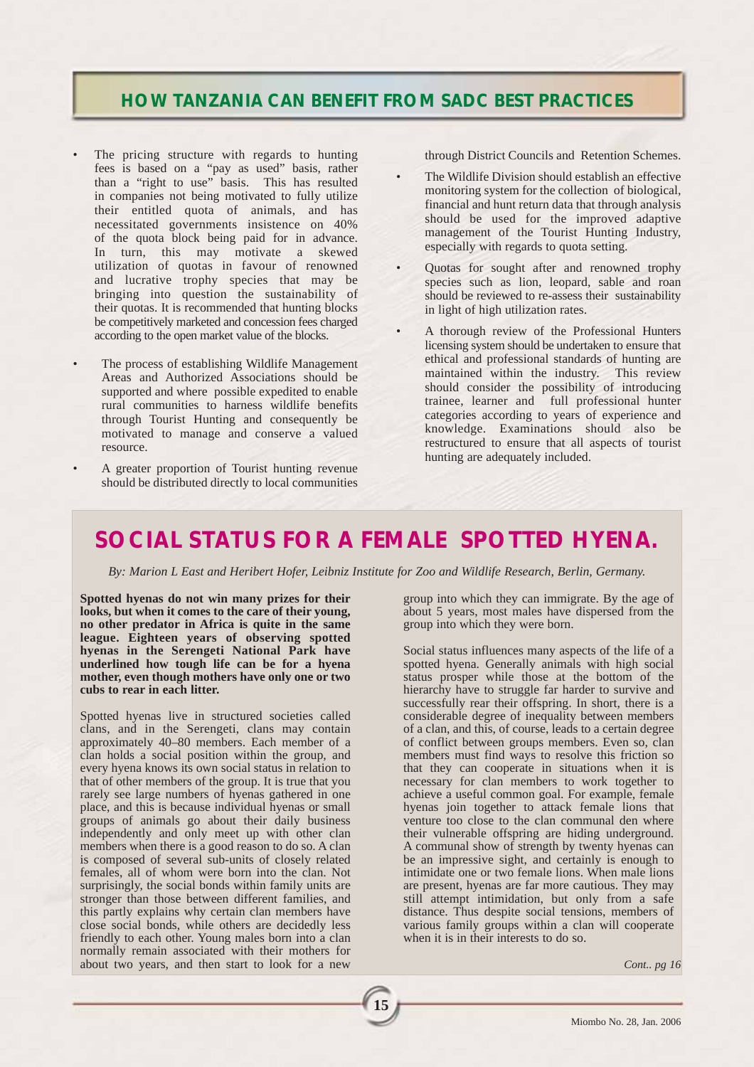## HOW TANZANIA CAN BENEFIT FROM SADC BEST PRACTICES

- The pricing structure with regards to hunting fees is based on a "pay as used" basis, rather than a "right to use" basis. This has resulted in companies not being motivated to fully utilize their entitled quota of animals, and has necessitated governments insistence on 40% of the quota block being paid for in advance. In turn, this may motivate a skewed utilization of quotas in favour of renowned and lucrative trophy species that may be bringing into question the sustainability of their quotas. It is recommended that hunting blocks be competitively marketed and concession fees charged according to the open market value of the blocks.
- The process of establishing Wildlife Management Areas and Authorized Associations should be supported and where possible expedited to enable rural communities to harness wildlife benefits through Tourist Hunting and consequently be motivated to manage and conserve a valued resource.
- A greater proportion of Tourist hunting revenue should be distributed directly to local communities through District Councils and Retention Schemes.
- The Wildlife Division should establish an effective monitoring system for the collection of biological, financial and hunt return data that through analysis should be used for the improved adaptive management of the Tourist Hunting Industry, especially with regards to quota setting.
- Quotas for sought after and renowned trophy species such as lion, leopard, sable and roan should be reviewed to re-assess their sustainability in light of high utilization rates.
- A thorough review of the Professional Hunters licensing system should be undertaken to ensure that ethical and professional standards of hunting are maintained within the industry. This review should consider the possibility of introducing trainee, learner and full professional hunter categories according to years of experience and knowledge. Examinations should also be restructured to ensure that all aspects of tourist hunting are adequately included.

# SOCIAL STATUS FOR A FEMALE SPOTTED HYENA.

*By: Marion L East and Heribert Hofer, Leibniz Institute for Zoo and Wildlife Research, Berlin, Germany.*

**Spotted hyenas do not win many prizes for their looks, but when it comes to the care of their young, no other predator in Africa is quite in the same league. Eighteen years of observing spotted hyenas in the Serengeti National Park have underlined how tough life can be for a hyena mother, even though mothers have only one or two cubs to rear in each litter.**

Spotted hyenas live in structured societies called clans, and in the Serengeti, clans may contain approximately 40–80 members. Each member of a clan holds a social position within the group, and every hyena knows its own social status in relation to that of other members of the group. It is true that you rarely see large numbers of hyenas gathered in one place, and this is because individual hyenas or small groups of animals go about their daily business independently and only meet up with other clan members when there is a good reason to do so. A clan is composed of several sub-units of closely related females, all of whom were born into the clan. Not surprisingly, the social bonds within family units are stronger than those between different families, and this partly explains why certain clan members have close social bonds, while others are decidedly less friendly to each other. Young males born into a clan normally remain associated with their mothers for about two years, and then start to look for a new group into which they can immigrate. By the age of about 5 years, most males have dispersed from the group into which they were born.

Social status influences many aspects of the life of a spotted hyena. Generally animals with high social status prosper while those at the bottom of the hierarchy have to struggle far harder to survive and successfully rear their offspring. In short, there is a considerable degree of inequality between members of a clan, and this, of course, leads to a certain degree of conflict between groups members. Even so, clan members must find ways to resolve this friction so that they can cooperate in situations when it is necessary for clan members to work together to achieve a useful common goal. For example, female hyenas join together to attack female lions that venture too close to the clan communal den where their vulnerable offspring are hiding underground. A communal show of strength by twenty hyenas can be an impressive sight, and certainly is enough to intimidate one or two female lions. When male lions are present, hyenas are far more cautious. They may still attempt intimidation, but only from a safe distance. Thus despite social tensions, members of various family groups within a clan will cooperate when it is in their interests to do so.

*Cont.. pg 16*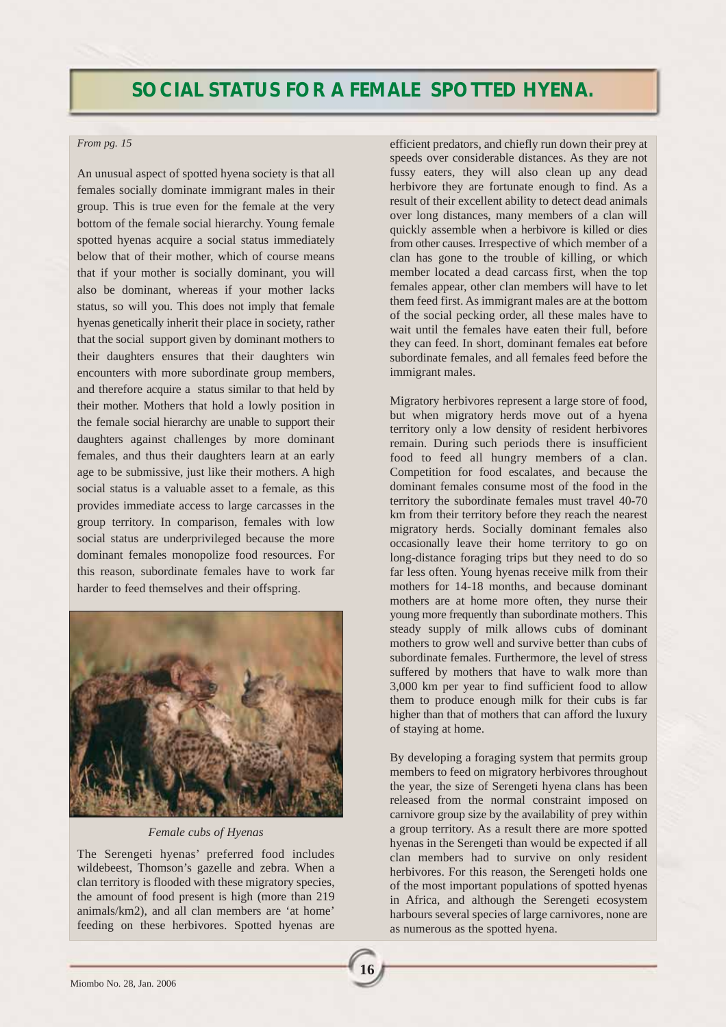# SOCIAL STATUS FOR A FEMALE SPOTTED HYENA.

*From pg. 15*

An unusual aspect of spotted hyena society is that all females socially dominate immigrant males in their group. This is true even for the female at the very bottom of the female social hierarchy. Young female spotted hyenas acquire a social status immediately below that of their mother, which of course means that if your mother is socially dominant, you will also be dominant, whereas if your mother lacks status, so will you. This does not imply that female hyenas genetically inherit their place in society, rather that the social support given by dominant mothers to their daughters ensures that their daughters win encounters with more subordinate group members, and therefore acquire a status similar to that held by their mother. Mothers that hold a lowly position in the female social hierarchy are unable to support their daughters against challenges by more dominant females, and thus their daughters learn at an early age to be submissive, just like their mothers. A high social status is a valuable asset to a female, as this provides immediate access to large carcasses in the group territory. In comparison, females with low social status are underprivileged because the more dominant females monopolize food resources. For this reason, subordinate females have to work far harder to feed themselves and their offspring.

*Female cubs of Hyenas*

The Serengeti hyenas' preferred food includes wildebeest, Thomson's gazelle and zebra. When a clan territory is flooded with these migratory species, the amount of food present is high (more than 219 animals/km2), and all clan members are 'at home' feeding on these herbivores. Spotted hyenas are efficient predators, and chiefly run down their prey at speeds over considerable distances. As they are not fussy eaters, they will also clean up any dead herbivore they are fortunate enough to find. As a result of their excellent ability to detect dead animals over long distances, many members of a clan will quickly assemble when a herbivore is killed or dies from other causes. Irrespective of which member of a clan has gone to the trouble of killing, or which member located a dead carcass first, when the top females appear, other clan members will have to let them feed first. As immigrant males are at the bottom of the social pecking order, all these males have to wait until the females have eaten their full, before they can feed. In short, dominant females eat before subordinate females, and all females feed before the immigrant males.

Migratory herbivores represent a large store of food, but when migratory herds move out of a hyena territory only a low density of resident herbivores remain. During such periods there is insufficient food to feed all hungry members of a clan. Competition for food escalates, and because the dominant females consume most of the food in the territory the subordinate females must travel 40-70 km from their territory before they reach the nearest migratory herds. Socially dominant females also occasionally leave their home territory to go on long-distance foraging trips but they need to do so far less often. Young hyenas receive milk from their mothers for 14-18 months, and because dominant mothers are at home more often, they nurse their young more frequently than subordinate mothers. This steady supply of milk allows cubs of dominant mothers to grow well and survive better than cubs of subordinate females. Furthermore, the level of stress suffered by mothers that have to walk more than 3,000 km per year to find sufficient food to allow them to produce enough milk for their cubs is far higher than that of mothers that can afford the luxury of staying at home.

By developing a foraging system that permits group members to feed on migratory herbivores throughout the year, the size of Serengeti hyena clans has been released from the normal constraint imposed on carnivore group size by the availability of prey within a group territory. As a result there are more spotted hyenas in the Serengeti than would be expected if all clan members had to survive on only resident herbivores. For this reason, the Serengeti holds one of the most important populations of spotted hyenas in Africa, and although the Serengeti ecosystem harbours several species of large carnivores, none are as numerous as the spotted hyena.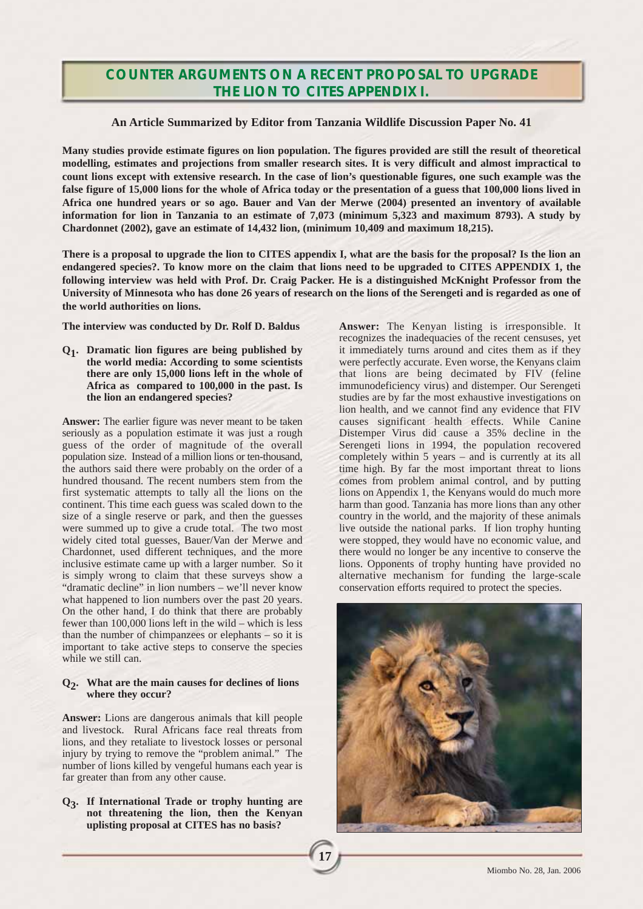# COUNTER ARGUMENTS ON A RECENT PROPOSAL TO UPGRADE THE LION TO CITES APPENDIX I.

### An Article Summarized by Editor from Tanzania Wildlife Discussion Paper No. 41

**Many studies provide estimate figures on lion population. The figures provided are still the result of theoretical modelling, estimates and projections from smaller research sites. It is very difficult and almost impractical to count lions except with extensive research. In the case of lion's questionable figures, one such example was the false figure of 15,000 lions for the whole of Africa today or the presentation of a guess that 100,000 lions lived in Africa one hundred years or so ago. Bauer and Van der Merwe (2004) presented an inventory of available information for lion in Tanzania to an estimate of 7,073 (minimum 5,323 and maximum 8793). A study by Chardonnet (2002), gave an estimate of 14,432 lion, (minimum 10,409 and maximum 18,215).**

**There is a proposal to upgrade the lion to CITES appendix I, what are the basis for the proposal? Is the lion an endangered species?. To know more on the claim that lions need to be upgraded to CITES APPENDIX 1, the following interview was held with Prof. Dr. Craig Packer. He is a distinguished McKnight Professor from the University of Minnesota who has done 26 years of research on the lions of the Serengeti and is regarded as one of the world authorities on lions.**

**The interview was conducted by Dr. Rolf D. Baldus**

**Q1. Dramatic lion figures are being published by the world media: According to some scientists there are only 15,000 lions left in the whole of Africa as compared to 100,000 in the past. Is the lion an endangered species?**

**Answer:** The earlier figure was never meant to be taken seriously as a population estimate it was just a rough guess of the order of magnitude of the overall population size. Instead of a million lions or ten-thousand, the authors said there were probably on the order of a hundred thousand. The recent numbers stem from the first systematic attempts to tally all the lions on the continent. This time each guess was scaled down to the size of a single reserve or park, and then the guesses were summed up to give a crude total. The two most widely cited total guesses, Bauer/Van der Merwe and Chardonnet, used different techniques, and the more inclusive estimate came up with a larger number. So it is simply wrong to claim that these surveys show a "dramatic decline" in lion numbers – we'll never know what happened to lion numbers over the past 20 years. On the other hand, I do think that there are probably fewer than 100,000 lions left in the wild – which is less than the number of chimpanzees or elephants – so it is important to take active steps to conserve the species while we still can.

**Q2. What are the main causes for declines of lions where they occur?**

**Answer:** Lions are dangerous animals that kill people and livestock. Rural Africans face real threats from lions, and they retaliate to livestock losses or personal injury by trying to remove the "problem animal." The number of lions killed by vengeful humans each year is far greater than from any other cause.

**Q3. If International Trade or trophy hunting are not threatening the lion, then the Kenyan uplisting proposal at CITES has no basis?**

**Answer:** The Kenyan listing is irresponsible. It recognizes the inadequacies of the recent censuses, yet it immediately turns around and cites them as if they were perfectly accurate. Even worse, the Kenyans claim that lions are being decimated by FIV (feline immunodeficiency virus) and distemper. Our Serengeti studies are by far the most exhaustive investigations on lion health, and we cannot find any evidence that FIV causes significant health effects. While Canine Distemper Virus did cause a 35% decline in the Serengeti lions in 1994, the population recovered completely within 5 years – and is currently at its all time high. By far the most important threat to lions comes from problem animal control, and by putting lions on Appendix 1, the Kenyans would do much more harm than good. Tanzania has more lions than any other country in the world, and the majority of these animals live outside the national parks. If lion trophy hunting were stopped, they would have no economic value, and there would no longer be any incentive to conserve the lions. Opponents of trophy hunting have provided no alternative mechanism for funding the large-scale conservation efforts required to protect the species.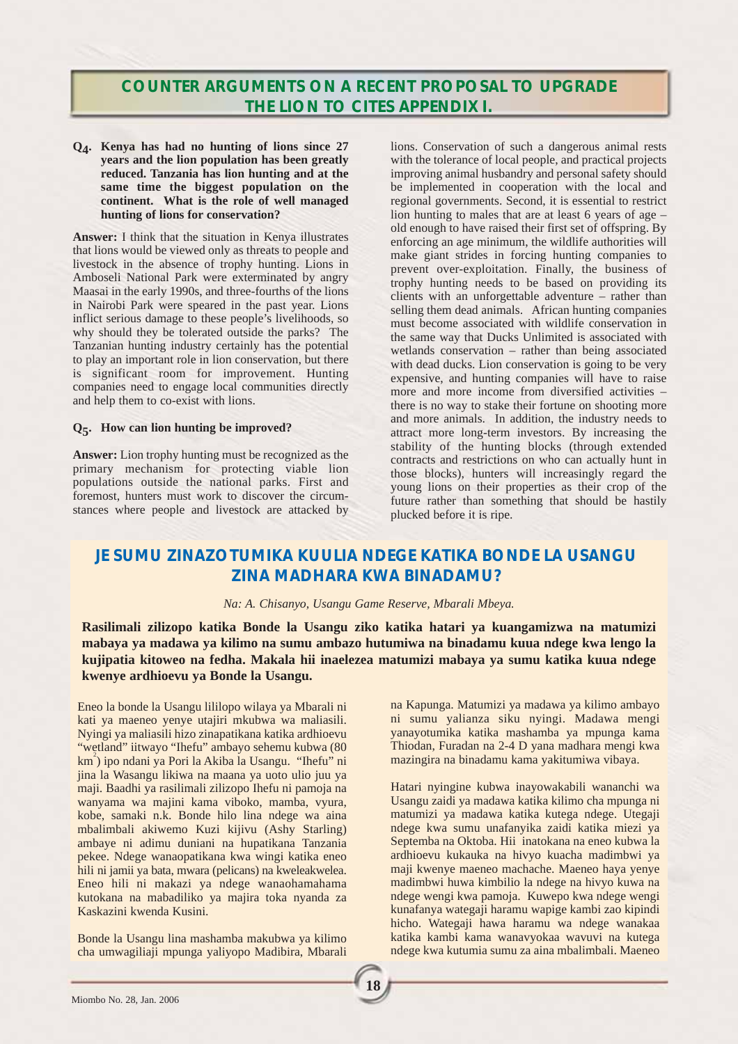## COUNTER ARGUMENTS ON A RECENT PROPOSAL TO UPGRADE THE LION TO CITES APPENDIX I.

**$Q_4$. Kenya has had no hunting of lions since 27 years and the lion population has been greatly reduced. Tanzania has lion hunting and at the same time the biggest population on the continent. What is the role of well managed hunting of lions for conservation?**

**Answer:** I think that the situation in Kenya illustrates that lions would be viewed only as threats to people and livestock in the absence of trophy hunting. Lions in Amboseli National Park were exterminated by angry Maasai in the early 1990s, and three-fourths of the lions in Nairobi Park were speared in the past year. Lions inflict serious damage to these people's livelihoods, so why should they be tolerated outside the parks? The Tanzanian hunting industry certainly has the potential to play an important role in lion conservation, but there is significant room for improvement. Hunting companies need to engage local communities directly and help them to co-exist with lions.

**$Q_5$. How can lion hunting be improved?**

**Answer:** Lion trophy hunting must be recognized as the primary mechanism for protecting viable lion populations outside the national parks. First and foremost, hunters must work to discover the circumstances where people and livestock are attacked by lions. Conservation of such a dangerous animal rests with the tolerance of local people, and practical projects improving animal husbandry and personal safety should be implemented in cooperation with the local and regional governments. Second, it is essential to restrict lion hunting to males that are at least 6 years of age – old enough to have raised their first set of offspring. By enforcing an age minimum, the wildlife authorities will make giant strides in forcing hunting companies to prevent over-exploitation. Finally, the business of trophy hunting needs to be based on providing its clients with an unforgettable adventure – rather than selling them dead animals. African hunting companies must become associated with wildlife conservation in the same way that Ducks Unlimited is associated with wetlands conservation – rather than being associated with dead ducks. Lion conservation is going to be very expensive, and hunting companies will have to raise more and more income from diversified activities – there is no way to stake their fortune on shooting more and more animals. In addition, the industry needs to attract more long-term investors. By increasing the stability of the hunting blocks (through extended contracts and restrictions on who can actually hunt in those blocks), hunters will increasingly regard the young lions on their properties as their crop of the future rather than something that should be hastily plucked before it is ripe.

## JE SUMU ZINAZOTUMIKA KUULIA NDEGE KATIKA BONDE LA USANGU ZINA MADHARA KWA BINADAMU?

*Na: A. Chisanyo, Usangu Game Reserve, Mbarali Mbeya.*

**Rasilimali zilizopo katika Bonde la Usangu ziko katika hatari ya kuangamizwa na matumizi mabaya ya madawa ya kilimo na sumu ambazo hutumiwa na binadamu kuua ndege kwa lengo la kujipatia kitoweo na fedha. Makala hii inaelezea matumizi mabaya ya sumu katika kuua ndege kwenye ardhioevu ya Bonde la Usangu.**

Eneo la bonde la Usangu lililopo wilaya ya Mbarali ni kati ya maeneo yenye utajiri mkubwa wa maliasili. Nyingi ya maliasili hizo zinapatikana katika ardhioevu "wetland" iitwayo "Ihefu" ambayo sehemu kubwa (80 km$^2$) ipo ndani ya Pori la Akiba la Usangu. "Ihefu" ni jina la Wasangu likiwa na maana ya uoto ulio juu ya maji. Baadhi ya rasilimali zilizopo Ihefu ni pamoja na wanyama wa majini kama viboko, mamba, vyura, kobe, samaki n.k. Bonde hilo lina ndege wa aina mbalimbali akiwemo Kuzi kijivu (Ashy Starling) ambaye ni adimu duniani na hupatikana Tanzania pekee. Ndege wanaopatikana kwa wingi katika eneo hili ni jamii ya bata, mwara (pelicans) na kweleakwelea. Eneo hili ni makazi ya ndege wanaohamahama kutokana na mabadiliko ya majira toka nyanda za Kaskazini kwenda Kusini.

Bonde la Usangu lina mashamba makubwa ya kilimo cha umwagiliaji mpunga yaliyopo Madibira, Mbarali na Kapunga. Matumizi ya madawa ya kilimo ambayo ni sumu yalianza siku nyingi. Madawa mengi yanayotumika katika mashamba ya mpunga kama Thiodan, Furadan na 2-4 D yana madhara mengi kwa mazingira na binadamu kama yakitumiwa vibaya.

Hatari nyingine kubwa inayowakabili wananchi wa Usangu zaidi ya madawa katika kilimo cha mpunga ni matumizi ya madawa katika kutega ndege. Utegaji ndege kwa sumu unafanyika zaidi katika miezi ya Septemba na Oktoba. Hii inatokana na eneo kubwa la ardhioevu kukauka na hivyo kuacha madimbwi ya maji kwenye maeneo machache. Maeneo haya yenye madimbwi huwa kimbilio la ndege na hivyo kuwa na ndege wengi kwa pamoja. Kuwepo kwa ndege wengi kunafanya wategaji haramu wapige kambi zao kipindi hicho. Wategaji hawa haramu wa ndege wanakaa katika kambi kama wanavyokaa wavuvi na kutega ndege kwa kutumia sumu za aina mbalimbali. Maeneo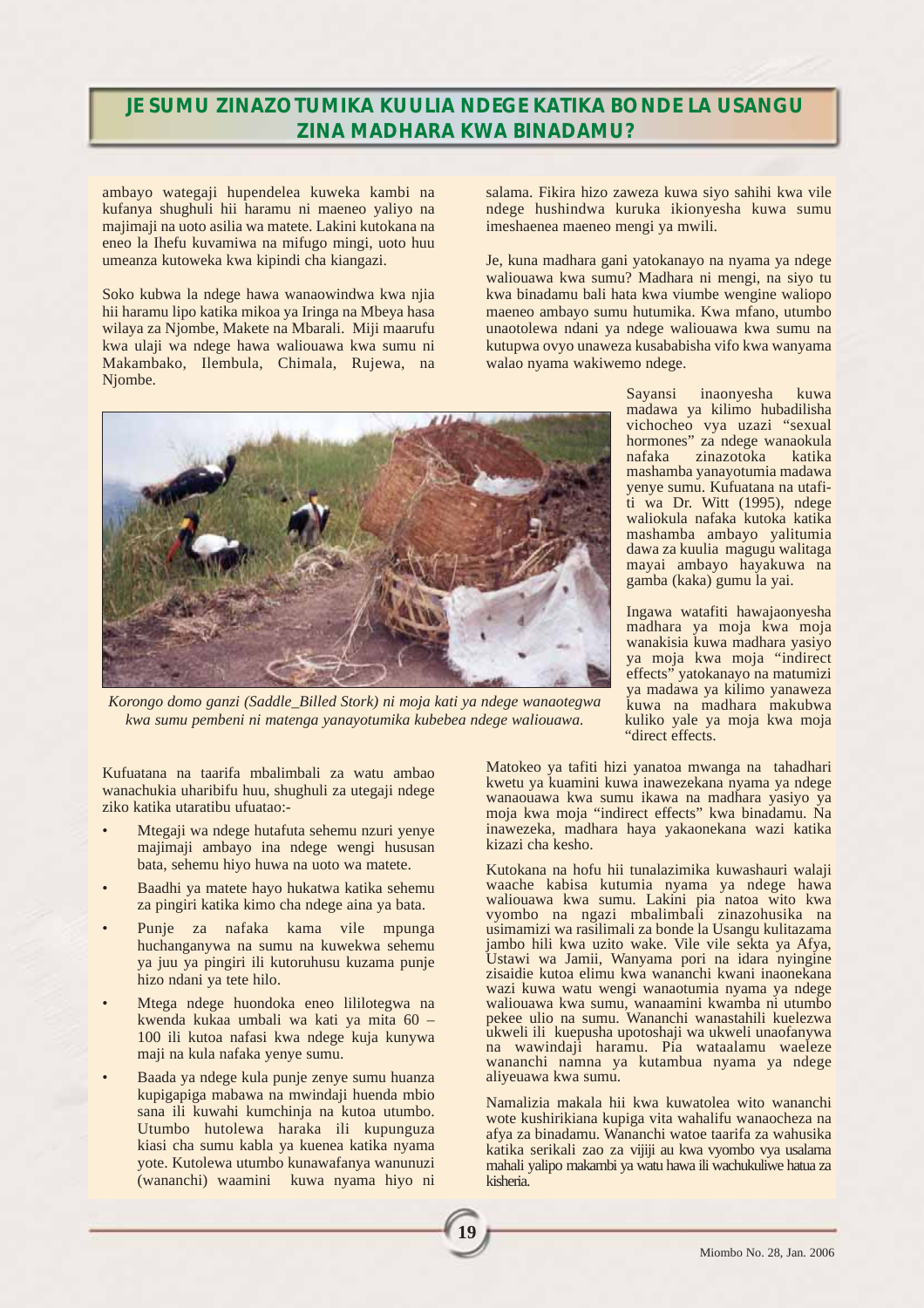## JE SUMU ZINAZOTUMIKA KUULIA NDEGE KATIKA BONDE LA USANGU ZINA MADHARA KWA BINADAMU?

ambayo wategaji hupendelea kuweka kambi na kufanya shughuli hii haramu ni maeneo yaliyo na majimaji na uoto asilia wa matete. Lakini kutokana na eneo la Ihefu kuvamiwa na mifugo mingi, uoto huu umeanza kutoweka kwa kipindi cha kiangazi.

Soko kubwa la ndege hawa wanaowindwa kwa njia hii haramu lipo katika mikoa ya Iringa na Mbeya hasa wilaya za Njombe, Makete na Mbarali. Miji maarufu kwa ulaji wa ndege hawa waliouawa kwa sumu ni Makambako, Ilembula, Chimala, Rujewa, na Njombe.

*Korongo domo ganzi (Saddle_Billed Stork) ni moja kati ya ndege wanaotegwa kwa sumu pembeni ni matenga yanayotumika kubebea ndege waliouawa.*

Kufuatana na taarifa mbalimbali za watu ambao wanachukia uharibifu huu, shughuli za utegaji ndege ziko katika utaratibu ufuatao:-

- Mtegaji wa ndege hutafuta sehemu nzuri yenye majimaji ambayo ina ndege wengi hususan bata, sehemu hiyo huwa na uoto wa matete.
- Baadhi ya matete hayo hukatwa katika sehemu za pingiri katika kimo cha ndege aina ya bata.
- Punje za nafaka kama vile mpunga huchanganywa na sumu na kuwekwa sehemu ya juu ya pingiri ili kutoruhusu kuzama punje hizo ndani ya tete hilo.
- Mtega ndege huondoka eneo lililotegwa na kwenda kukaa umbali wa kati ya mita 60 – 100 ili kutoa nafasi kwa ndege kuja kunywa maji na kula nafaka yenye sumu.
- Baada ya ndege kula punje zenye sumu huanza kupigapiga mabawa na mwindaji huenda mbio sana ili kuwahi kumchinja na kutoa utumbo. Utumbo hutolewa haraka ili kupunguza kiasi cha sumu kabla ya kuenea katika nyama yote. Kutolewa utumbo kunawafanya wanunuzi (wananchi) waamini kuwa nyama hiyo ni salama. Fikira hizo zaweza kuwa siyo sahihi kwa vile ndege hushindwa kuruka ikionyesha kuwa sumu imeshaenea maeneo mengi ya mwili.

Je, kuna madhara gani yatokanayo na nyama ya ndege waliouawa kwa sumu? Madhara ni mengi, na siyo tu kwa binadamu bali hata kwa viumbe wengine waliopo maeneo ambayo sumu hutumika. Kwa mfano, utumbo unaotolewa ndani ya ndege waliouawa kwa sumu na kutupwa ovyo unaweza kusababisha vifo kwa wanyama walao nyama wakiwemo ndege.

Sayansi inaonyesha kuwa madawa ya kilimo hubadilisha vichocheo vya uzazi "sexual hormones" za ndege wanaokula nafaka zinazotoka katika mashamba yanayotumia madawa yenye sumu. Kufuatana na utafiti wa Dr. Witt (1995), ndege waliokula nafaka kutoka katika mashamba ambayo yalitumia dawa za kuulia magugu walitaga mayai ambayo hayakuwa na gamba (kaka) gumu la yai.

Ingawa watafiti hawajaonyesha madhara ya moja kwa moja wanakisia kuwa madhara yasiyo ya moja kwa moja "indirect effects" yatokanayo na matumizi ya madawa ya kilimo yanaweza kuwa na madhara makubwa kuliko yale ya moja kwa moja "direct effects.

Matokeo ya tafiti hizi yanatoa mwanga na tahadhari kwetu ya kuamini kuwa inawezekana nyama ya ndege wanaouawa kwa sumu ikawa na madhara yasiyo ya moja kwa moja "indirect effects" kwa binadamu. Na inawezekana, madhara haya yakaonekana wazi katika kizazi cha kesho.

Kutokana na hofu hii tunalazimika kuwashauri walaji waache kabisa kutumia nyama ya ndege hawa waliouawa kwa sumu. Lakini pia natoa wito kwa vyombo na ngazi mbalimbali zinazohusika na usimamizi wa rasilimali za bonde la Usangu kulitazama jambo hili kwa uzito wake. Vile vile sekta ya Afya, Ustawi wa Jamii, Wanyama pori na idara nyingine zisaidie kutoa elimu kwa wananchi kwani inaonekana wazi kuwa watu wengi wanaotumia nyama ya ndege waliouawa kwa sumu, wanaamini kwamba ni utumbo pekee ulio na sumu. Wananchi wanastahili kuelezwa ukweli ili kuepusha upotoshaji wa ukweli unaofanywa na wawindaji haramu. Pia wataalamu waeleze wananchi namna ya kutambua nyama ya ndege aliyeuawa kwa sumu.

Namalizia makala hii kwa kuwatolea wito wananchi wote kushirikiana kupiga vita wahalifu wanaocheza na afya za binadamu. Wananchi watoe taarifa za wahusika katika serikali zao za vijiji au kwa vyombo vya usalama mahali yalipo makambi ya watu hawa ili wachukuliwe hatua za kisheria.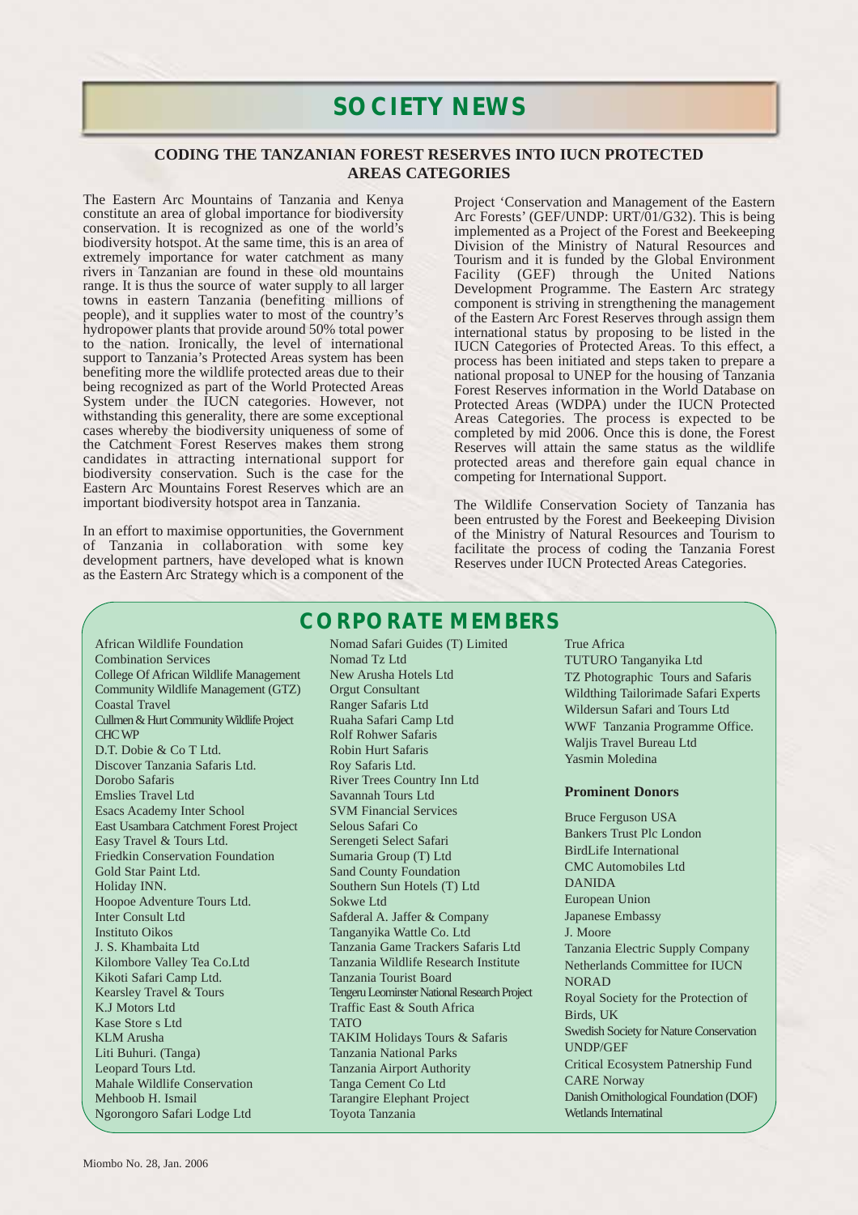# SOCIETY NEWS

## CODING THE TANZANIAN FOREST RESERVES INTO IUCN PROTECTED AREAS CATEGORIES

The Eastern Arc Mountains of Tanzania and Kenya constitute an area of global importance for biodiversity conservation. It is recognized as one of the world's biodiversity hotspot. At the same time, this is an area of extremely importance for water catchment as many rivers in Tanzanian are found in these old mountains range. It is thus the source of water supply to all larger towns in eastern Tanzania (benefiting millions of people), and it supplies water to most of the country's hydropower plants that provide around 50% total power to the nation. Ironically, the level of international support to Tanzania's Protected Areas system has been benefiting more the wildlife protected areas due to their being recognized as part of the World Protected Areas System under the IUCN categories. However, not withstanding this generality, there are some exceptional cases whereby the biodiversity uniqueness of some of the Catchment Forest Reserves makes them strong candidates in attracting international support for biodiversity conservation. Such is the case for the Eastern Arc Mountains Forest Reserves which are an important biodiversity hotspot area in Tanzania.

In an effort to maximise opportunities, the Government of Tanzania in collaboration with some key development partners, have developed what is known as the Eastern Arc Strategy which is a component of the Project 'Conservation and Management of the Eastern Arc Forests' (GEF/UNDP: URT/01/G32). This is being implemented as a Project of the Forest and Beekeeping Division of the Ministry of Natural Resources and Tourism and it is funded by the Global Environment Facility (GEF) through the United Nations Development Programme. The Eastern Arc strategy component is striving in strengthening the management of the Eastern Arc Forest Reserves through assign them international status by proposing to be listed in the IUCN Categories of Protected Areas. To this effect, a process has been initiated and steps taken to prepare a national proposal to UNEP for the housing of Tanzania Forest Reserves information in the World Database on Protected Areas (WDPA) under the IUCN Protected Areas Categories. The process is expected to be completed by mid 2006. Once this is done, the Forest Reserves will attain the same status as the wildlife protected areas and therefore gain equal chance in competing for International Support.

The Wildlife Conservation Society of Tanzania has been entrusted by the Forest and Beekeeping Division of the Ministry of Natural Resources and Tourism to facilitate the process of coding the Tanzania Forest Reserves under IUCN Protected Areas Categories.

# CORPORATE MEMBERS

African Wildlife Foundation
Combination Services
College Of African Wildlife Management
Community Wildlife Management (GTZ)
Coastal Travel
Cullmen & Hurt Community Wildlife Project
CHCWP
D.T. Dobie & Co T Ltd.
Discover Tanzania Safaris Ltd.
Dorobo Safaris
Emslies Travel Ltd
Esacs Academy Inter School
East Usambara Catchment Forest Project
Easy Travel & Tours Ltd.
Friedkin Conservation Foundation
Gold Star Paint Ltd.
Holiday INN.
Hoopoe Adventure Tours Ltd.
Inter Consult Ltd
Instituto Oikos
J. S. Khambaita Ltd
Kilombore Valley Tea Co.Ltd
Kikoti Safari Camp Ltd.
Kearsley Travel & Tours
K.J Motors Ltd
Kase Store s Ltd
KLM Arusha
Liti Buhuri. (Tanga)
Leopard Tours Ltd.
Mahale Wildlife Conservation
Mehboob H. Ismail
Ngorongoro Safari Lodge Ltd
Nomad Safari Guides (T) Limited
Nomad Tz Ltd
New Arusha Hotels Ltd
Orgut Consultant
Ranger Safaris Ltd
Ruaha Safari Camp Ltd
Rolf Rohwer Safaris
Robin Hurt Safaris
Roy Safaris Ltd.
River Trees Country Inn Ltd
Savannah Tours Ltd
SVM Financial Services
Selous Safari Co
Serengeti Select Safari
Sumaria Group (T) Ltd
Sand County Foundation
Southern Sun Hotels (T) Ltd
Sokwe Ltd
Safderal A. Jaffer & Company
Tanganyika Wattle Co. Ltd
Tanzania Game Trackers Safaris Ltd
Tanzania Wildlife Research Institute
Tanzania Tourist Board
Tengeru Leominster National Research Project
Traffic East & South Africa
TATO
TAKIM Holidays Tours & Safaris
Tanzania National Parks
Tanzania Airport Authority
Tanga Cement Co Ltd
Tarangire Elephant Project
Toyota Tanzania
True Africa
TUTURO Tanganyika Ltd
TZ Photographic Tours and Safaris
Wildthing Tailorimade Safari Experts
Wildersun Safari and Tours Ltd
WWF Tanzania Programme Office.
Waljis Travel Bureau Ltd
Yasmin Moledina

### Prominent Donors

Bruce Ferguson USA
Bankers Trust Plc London
BirdLife International
CMC Automobiles Ltd
DANIDA
European Union
Japanese Embassy
J. Moore
Tanzania Electric Supply Company
Netherlands Committee for IUCN
NORAD
Royal Society for the Protection of Birds, UK
Swedish Society for Nature Conservation
UNDP/GEF
Critical Ecosystem Patnership Fund
CARE Norway
Danish Ornithological Foundation (DOF)
Wetlands Internatinal